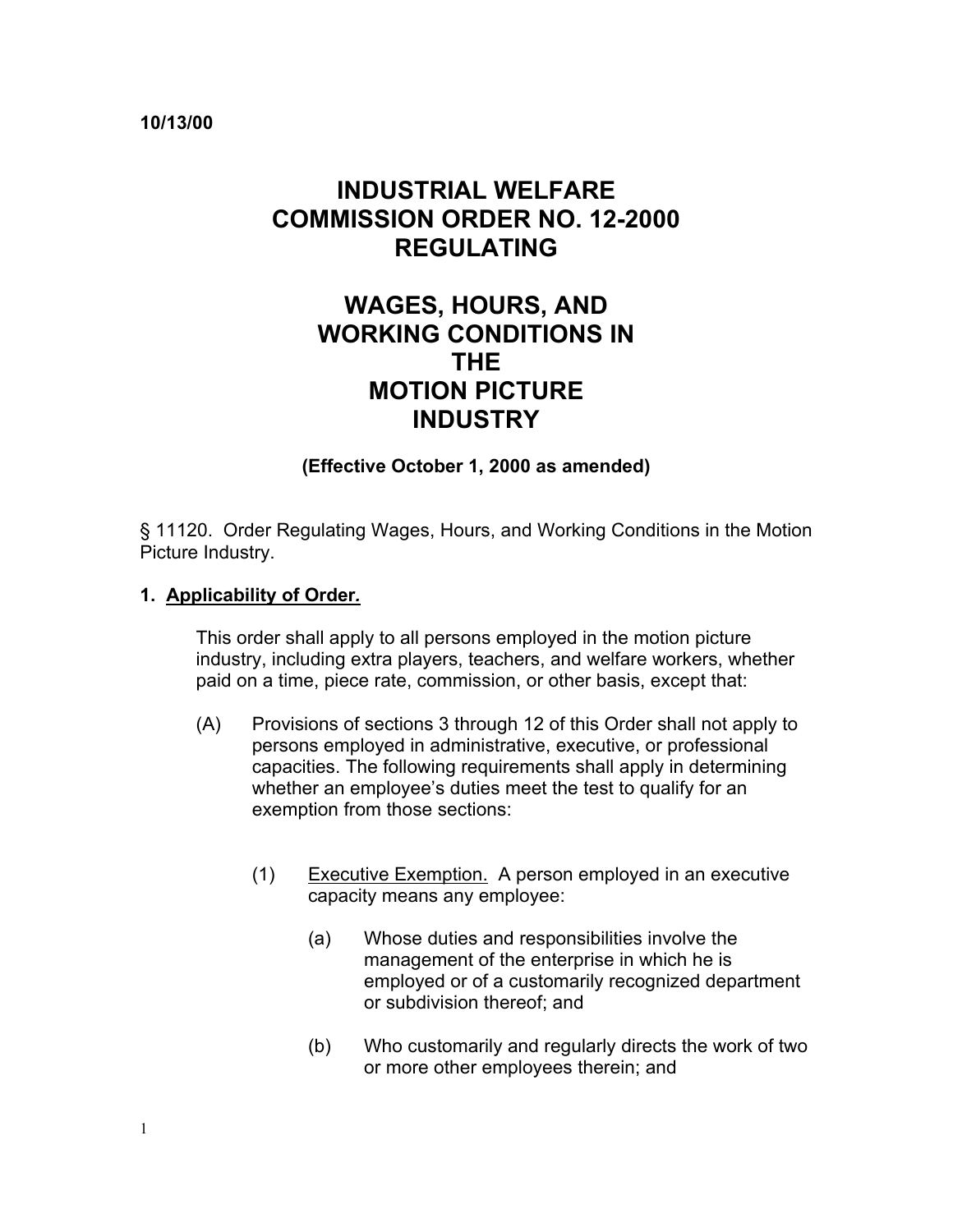10/13/00

# INDUSTRIAL WELFARE COMMISSION ORDER NO. 12-2000 REGULATING

# WAGES, HOURS, AND WORKING CONDITIONS IN THE MOTION PICTURE INDUSTRY

**(Effective October 1, 2000 as amended)**

§ 11120. Order Regulating Wages, Hours, and Working Conditions in the Motion Picture Industry.

**1. Applicability of Order.**

This order shall apply to all persons employed in the motion picture industry, including extra players, teachers, and welfare workers, whether paid on a time, piece rate, commission, or other basis, except that:

(A) Provisions of sections 3 through 12 of this Order shall not apply to persons employed in administrative, executive, or professional capacities. The following requirements shall apply in determining whether an employee's duties meet the test to qualify for an exemption from those sections:

(1) Executive Exemption. A person employed in an executive capacity means any employee:

(a) Whose duties and responsibilities involve the management of the enterprise in which he is employed or of a customarily recognized department or subdivision thereof; and

(b) Who customarily and regularly directs the work of two or more other employees therein; and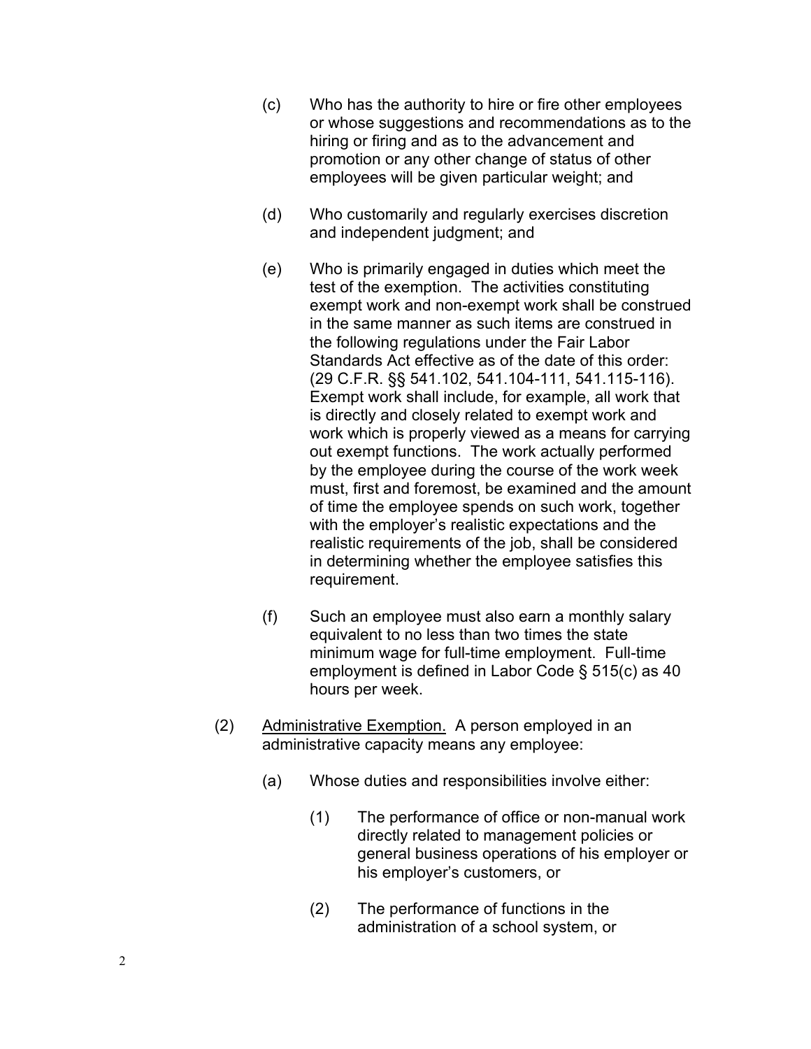(c) Who has the authority to hire or fire other employees or whose suggestions and recommendations as to the hiring or firing and as to the advancement and promotion or any other change of status of other employees will be given particular weight; and

(d) Who customarily and regularly exercises discretion and independent judgment; and

(e) Who is primarily engaged in duties which meet the test of the exemption. The activities constituting exempt work and non-exempt work shall be construed in the same manner as such items are construed in the following regulations under the Fair Labor Standards Act effective as of the date of this order: (29 C.F.R. §§ 541.102, 541.104-111, 541.115-116). Exempt work shall include, for example, all work that is directly and closely related to exempt work and work which is properly viewed as a means for carrying out exempt functions. The work actually performed by the employee during the course of the work week must, first and foremost, be examined and the amount of time the employee spends on such work, together with the employer's realistic expectations and the realistic requirements of the job, shall be considered in determining whether the employee satisfies this requirement.

(f) Such an employee must also earn a monthly salary equivalent to no less than two times the state minimum wage for full-time employment. Full-time employment is defined in Labor Code § 515(c) as 40 hours per week.

(2) <u>Administrative Exemption.</u> A person employed in an administrative capacity means any employee:

(a) Whose duties and responsibilities involve either:

(1) The performance of office or non-manual work directly related to management policies or general business operations of his employer or his employer's customers, or

(2) The performance of functions in the administration of a school system, or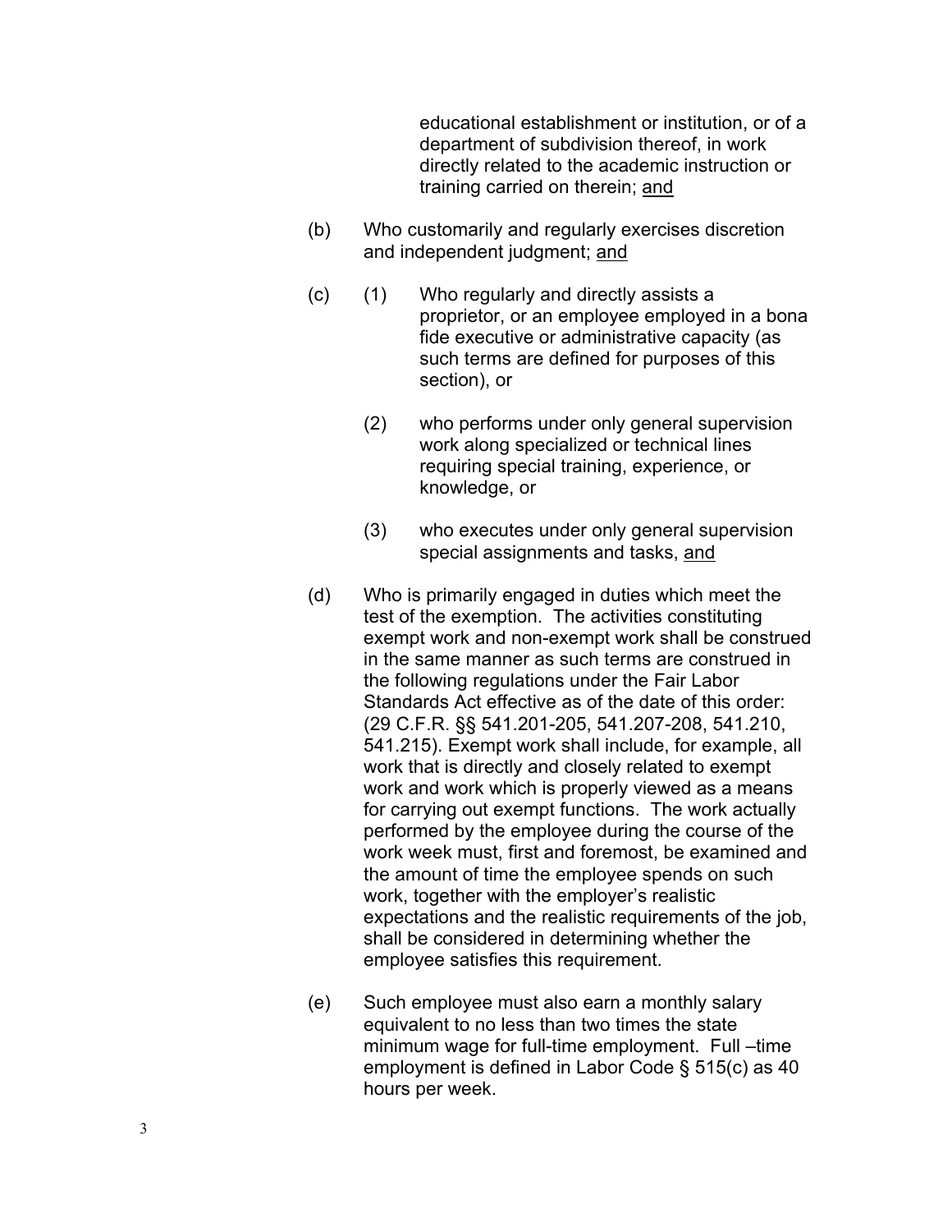educational establishment or institution, or of a department of subdivision thereof, in work directly related to the academic instruction or training carried on therein; <u>and</u>

(b) Who customarily and regularly exercises discretion and independent judgment; <u>and</u>

(c) (1) Who regularly and directly assists a proprietor, or an employee employed in a bona fide executive or administrative capacity (as such terms are defined for purposes of this section), or

(2) who performs under only general supervision work along specialized or technical lines requiring special training, experience, or knowledge, or

(3) who executes under only general supervision special assignments and tasks, <u>and</u>

(d) Who is primarily engaged in duties which meet the test of the exemption. The activities constituting exempt work and non-exempt work shall be construed in the same manner as such terms are construed in the following regulations under the Fair Labor Standards Act effective as of the date of this order: (29 C.F.R. §§ 541.201-205, 541.207-208, 541.210, 541.215). Exempt work shall include, for example, all work that is directly and closely related to exempt work and work which is properly viewed as a means for carrying out exempt functions. The work actually performed by the employee during the course of the work week must, first and foremost, be examined and the amount of time the employee spends on such work, together with the employer's realistic expectations and the realistic requirements of the job, shall be considered in determining whether the employee satisfies this requirement.

(e) Such employee must also earn a monthly salary equivalent to no less than two times the state minimum wage for full-time employment. Full –time employment is defined in Labor Code § 515(c) as 40 hours per week.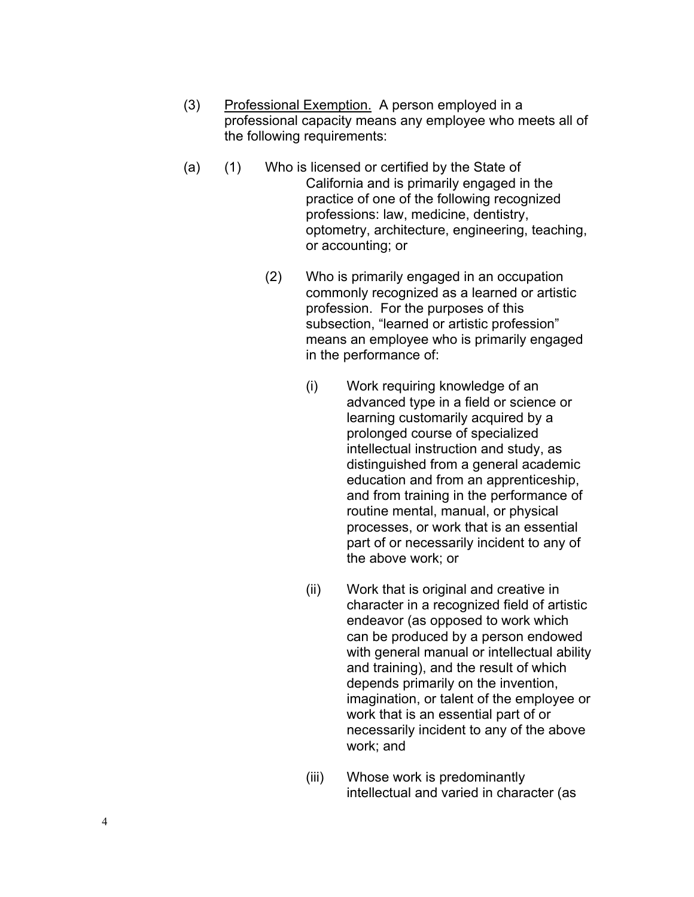(3) <u>Professional Exemption.</u> A person employed in a professional capacity means any employee who meets all of the following requirements:

(a) (1) Who is licensed or certified by the State of California and is primarily engaged in the practice of one of the following recognized professions: law, medicine, dentistry, optometry, architecture, engineering, teaching, or accounting; or

(2) Who is primarily engaged in an occupation commonly recognized as a learned or artistic profession. For the purposes of this subsection, "learned or artistic profession" means an employee who is primarily engaged in the performance of:

(i) Work requiring knowledge of an advanced type in a field or science or learning customarily acquired by a prolonged course of specialized intellectual instruction and study, as distinguished from a general academic education and from an apprenticeship, and from training in the performance of routine mental, manual, or physical processes, or work that is an essential part of or necessarily incident to any of the above work; or

(ii) Work that is original and creative in character in a recognized field of artistic endeavor (as opposed to work which can be produced by a person endowed with general manual or intellectual ability and training), and the result of which depends primarily on the invention, imagination, or talent of the employee or work that is an essential part of or necessarily incident to any of the above work; and

(iii) Whose work is predominantly intellectual and varied in character (as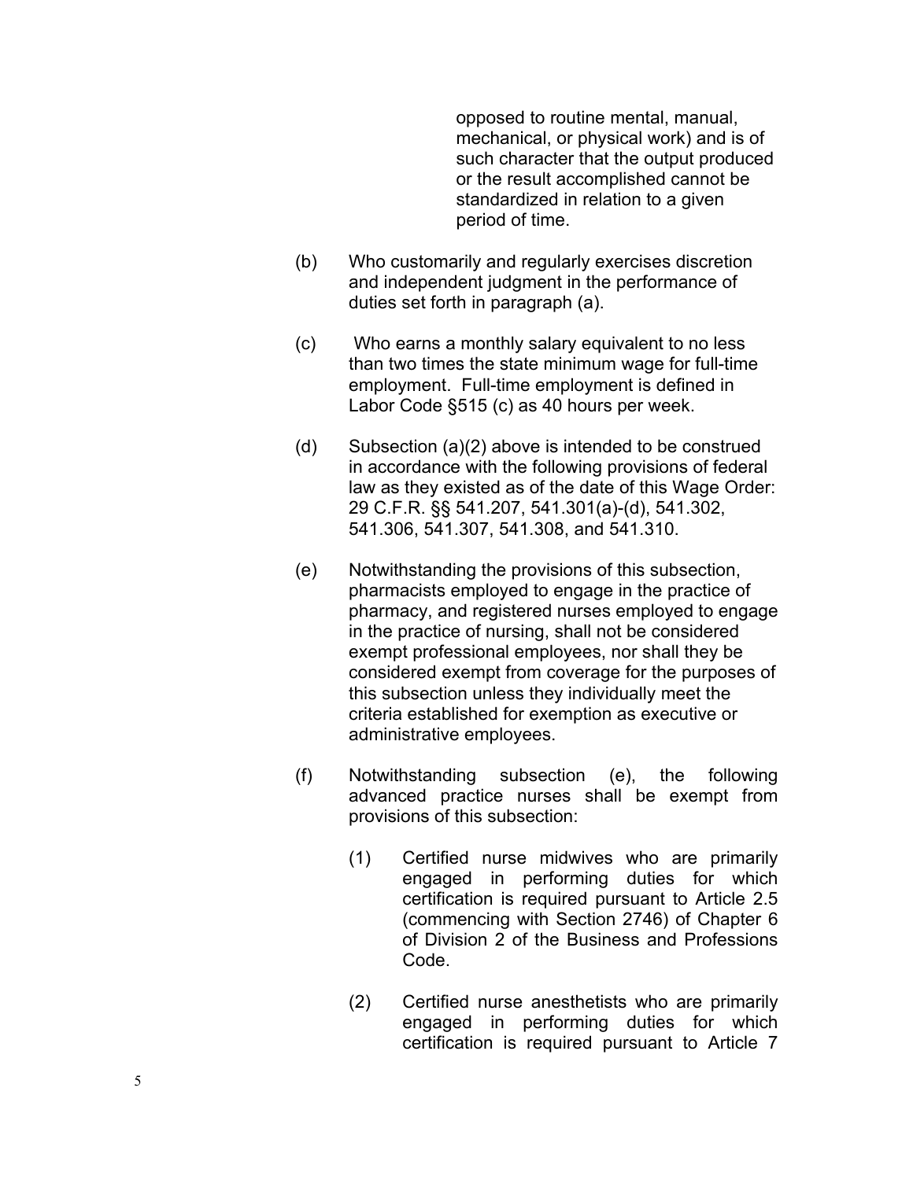opposed to routine mental, manual, mechanical, or physical work) and is of such character that the output produced or the result accomplished cannot be standardized in relation to a given period of time.

(b) Who customarily and regularly exercises discretion and independent judgment in the performance of duties set forth in paragraph (a).

(c) Who earns a monthly salary equivalent to no less than two times the state minimum wage for full-time employment. Full-time employment is defined in Labor Code §515 (c) as 40 hours per week.

(d) Subsection (a)(2) above is intended to be construed in accordance with the following provisions of federal law as they existed as of the date of this Wage Order: 29 C.F.R. §§ 541.207, 541.301(a)-(d), 541.302, 541.306, 541.307, 541.308, and 541.310.

(e) Notwithstanding the provisions of this subsection, pharmacists employed to engage in the practice of pharmacy, and registered nurses employed to engage in the practice of nursing, shall not be considered exempt professional employees, nor shall they be considered exempt from coverage for the purposes of this subsection unless they individually meet the criteria established for exemption as executive or administrative employees.

(f) Notwithstanding subsection (e), the following advanced practice nurses shall be exempt from provisions of this subsection:

(1) Certified nurse midwives who are primarily engaged in performing duties for which certification is required pursuant to Article 2.5 (commencing with Section 2746) of Chapter 6 of Division 2 of the Business and Professions Code.

(2) Certified nurse anesthetists who are primarily engaged in performing duties for which certification is required pursuant to Article 7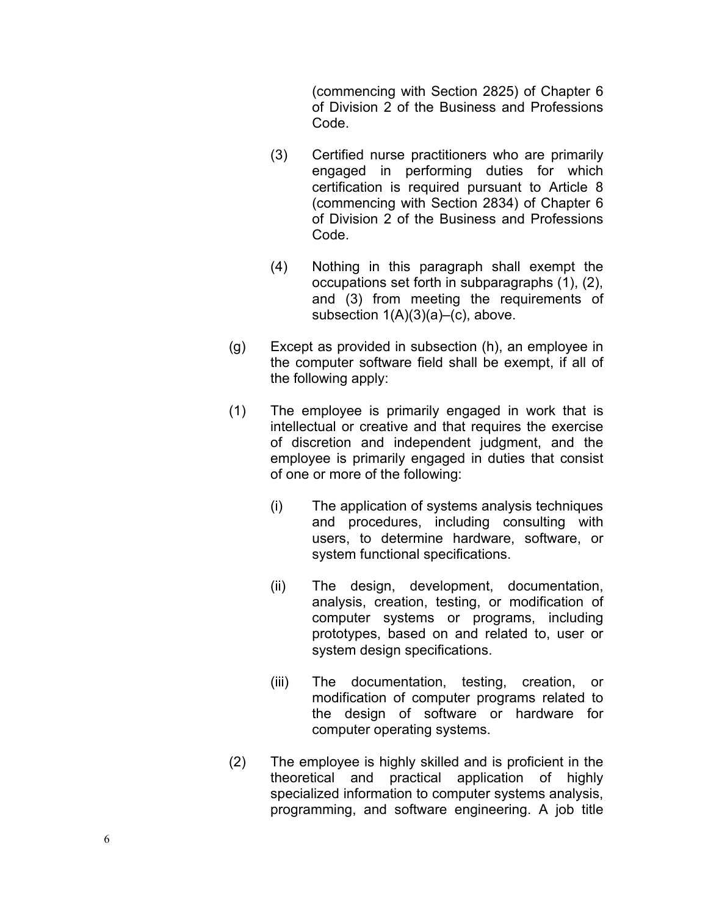(commencing with Section 2825) of Chapter 6 of Division 2 of the Business and Professions Code.

(3) Certified nurse practitioners who are primarily engaged in performing duties for which certification is required pursuant to Article 8 (commencing with Section 2834) of Chapter 6 of Division 2 of the Business and Professions Code.

(4) Nothing in this paragraph shall exempt the occupations set forth in subparagraphs (1), (2), and (3) from meeting the requirements of subsection 1(A)(3)(a)–(c), above.

(g) Except as provided in subsection (h), an employee in the computer software field shall be exempt, if all of the following apply:

(1) The employee is primarily engaged in work that is intellectual or creative and that requires the exercise of discretion and independent judgment, and the employee is primarily engaged in duties that consist of one or more of the following:

(i) The application of systems analysis techniques and procedures, including consulting with users, to determine hardware, software, or system functional specifications.

(ii) The design, development, documentation, analysis, creation, testing, or modification of computer systems or programs, including prototypes, based on and related to, user or system design specifications.

(iii) The documentation, testing, creation, or modification of computer programs related to the design of software or hardware for computer operating systems.

(2) The employee is highly skilled and is proficient in the theoretical and practical application of highly specialized information to computer systems analysis, programming, and software engineering. A job title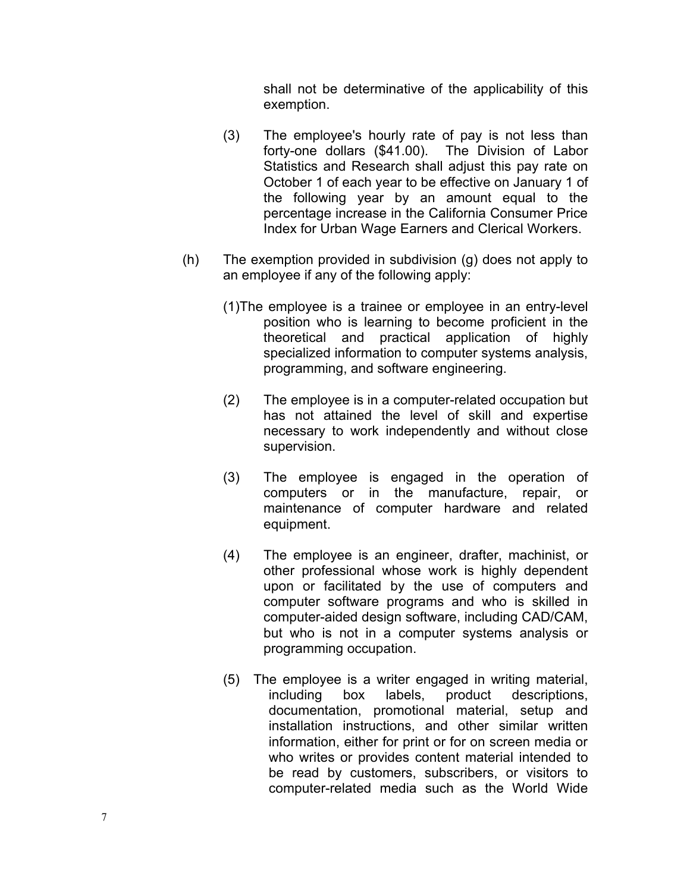shall not be determinative of the applicability of this exemption.

(3) The employee's hourly rate of pay is not less than forty-one dollars ($41.00). The Division of Labor Statistics and Research shall adjust this pay rate on October 1 of each year to be effective on January 1 of the following year by an amount equal to the percentage increase in the California Consumer Price Index for Urban Wage Earners and Clerical Workers.

(h) The exemption provided in subdivision (g) does not apply to an employee if any of the following apply:

(1) The employee is a trainee or employee in an entry-level position who is learning to become proficient in the theoretical and practical application of highly specialized information to computer systems analysis, programming, and software engineering.

(2) The employee is in a computer-related occupation but has not attained the level of skill and expertise necessary to work independently and without close supervision.

(3) The employee is engaged in the operation of computers or in the manufacture, repair, or maintenance of computer hardware and related equipment.

(4) The employee is an engineer, drafter, machinist, or other professional whose work is highly dependent upon or facilitated by the use of computers and computer software programs and who is skilled in computer-aided design software, including CAD/CAM, but who is not in a computer systems analysis or programming occupation.

(5) The employee is a writer engaged in writing material, including box labels, product descriptions, documentation, promotional material, setup and installation instructions, and other similar written information, either for print or for on screen media or who writes or provides content material intended to be read by customers, subscribers, or visitors to computer-related media such as the World Wide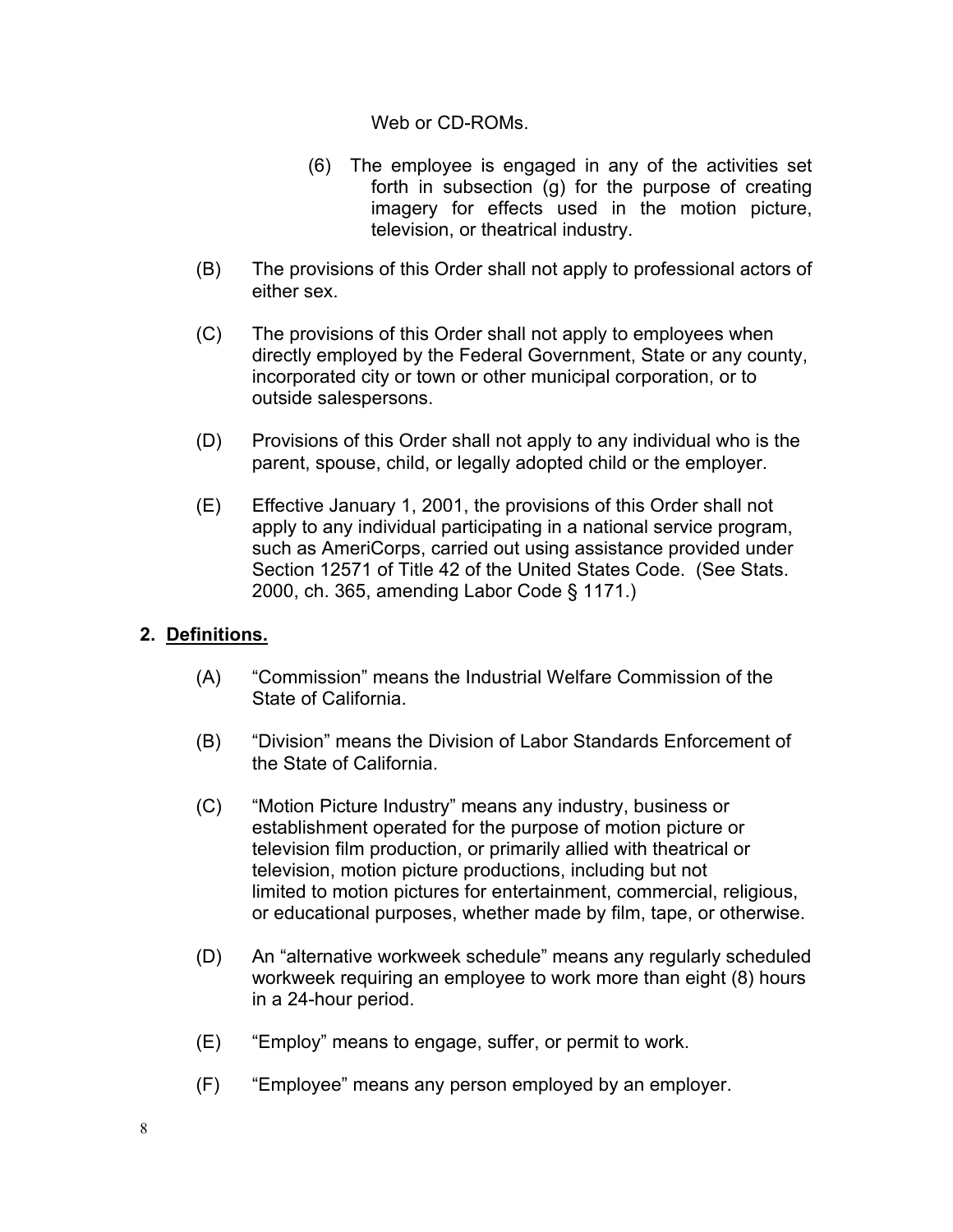Web or CD-ROMs.

(6) The employee is engaged in any of the activities set forth in subsection (g) for the purpose of creating imagery for effects used in the motion picture, television, or theatrical industry.

(B) The provisions of this Order shall not apply to professional actors of either sex.

(C) The provisions of this Order shall not apply to employees when directly employed by the Federal Government, State or any county, incorporated city or town or other municipal corporation, or to outside salespersons.

(D) Provisions of this Order shall not apply to any individual who is the parent, spouse, child, or legally adopted child or the employer.

(E) Effective January 1, 2001, the provisions of this Order shall not apply to any individual participating in a national service program, such as AmeriCorps, carried out using assistance provided under Section 12571 of Title 42 of the United States Code. (See Stats. 2000, ch. 365, amending Labor Code § 1171.)

## 2. Definitions.

(A) "Commission" means the Industrial Welfare Commission of the State of California.

(B) "Division" means the Division of Labor Standards Enforcement of the State of California.

(C) "Motion Picture Industry" means any industry, business or establishment operated for the purpose of motion picture or television film production, or primarily allied with theatrical or television, motion picture productions, including but not limited to motion pictures for entertainment, commercial, religious, or educational purposes, whether made by film, tape, or otherwise.

(D) An "alternative workweek schedule" means any regularly scheduled workweek requiring an employee to work more than eight (8) hours in a 24-hour period.

(E) "Employ" means to engage, suffer, or permit to work.

(F) "Employee" means any person employed by an employer.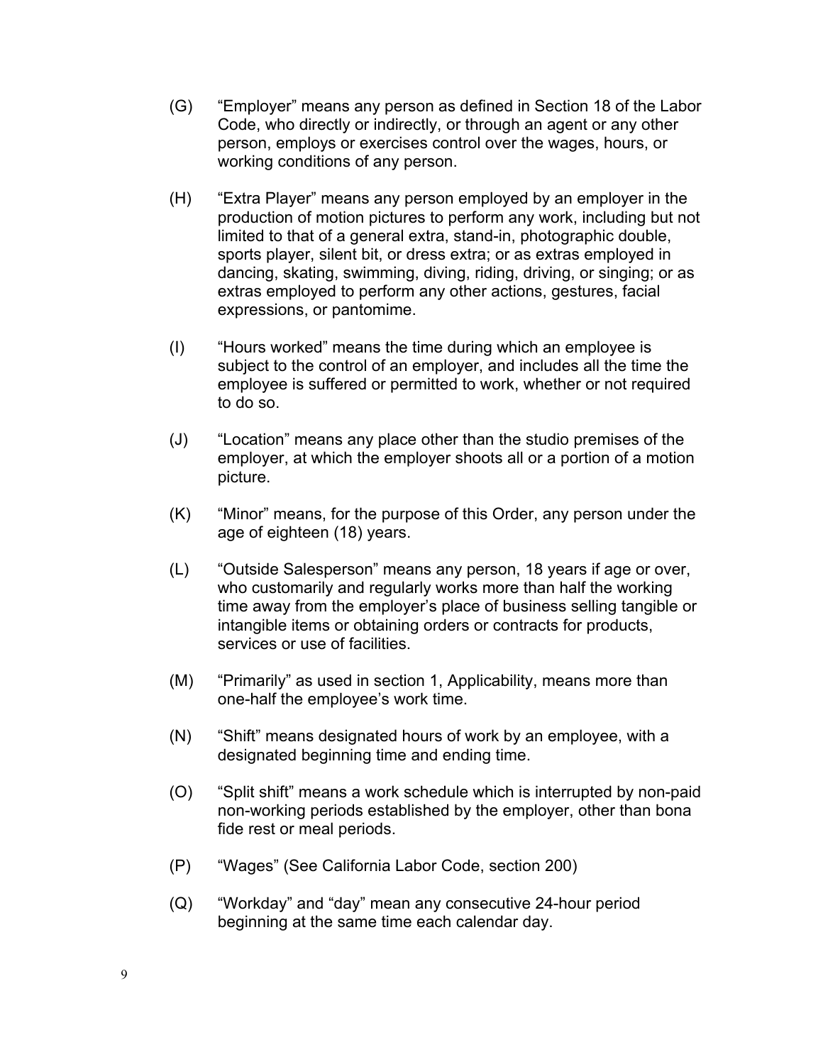(G) "Employer" means any person as defined in Section 18 of the Labor Code, who directly or indirectly, or through an agent or any other person, employs or exercises control over the wages, hours, or working conditions of any person.

(H) "Extra Player" means any person employed by an employer in the production of motion pictures to perform any work, including but not limited to that of a general extra, stand-in, photographic double, sports player, silent bit, or dress extra; or as extras employed in dancing, skating, swimming, diving, riding, driving, or singing; or as extras employed to perform any other actions, gestures, facial expressions, or pantomime.

(I) "Hours worked" means the time during which an employee is subject to the control of an employer, and includes all the time the employee is suffered or permitted to work, whether or not required to do so.

(J) "Location" means any place other than the studio premises of the employer, at which the employer shoots all or a portion of a motion picture.

(K) "Minor" means, for the purpose of this Order, any person under the age of eighteen (18) years.

(L) "Outside Salesperson" means any person, 18 years if age or over, who customarily and regularly works more than half the working time away from the employer's place of business selling tangible or intangible items or obtaining orders or contracts for products, services or use of facilities.

(M) "Primarily" as used in section 1, Applicability, means more than one-half the employee's work time.

(N) "Shift" means designated hours of work by an employee, with a designated beginning time and ending time.

(O) "Split shift" means a work schedule which is interrupted by non-paid non-working periods established by the employer, other than bona fide rest or meal periods.

(P) "Wages" (See California Labor Code, section 200)

(Q) "Workday" and "day" mean any consecutive 24-hour period beginning at the same time each calendar day.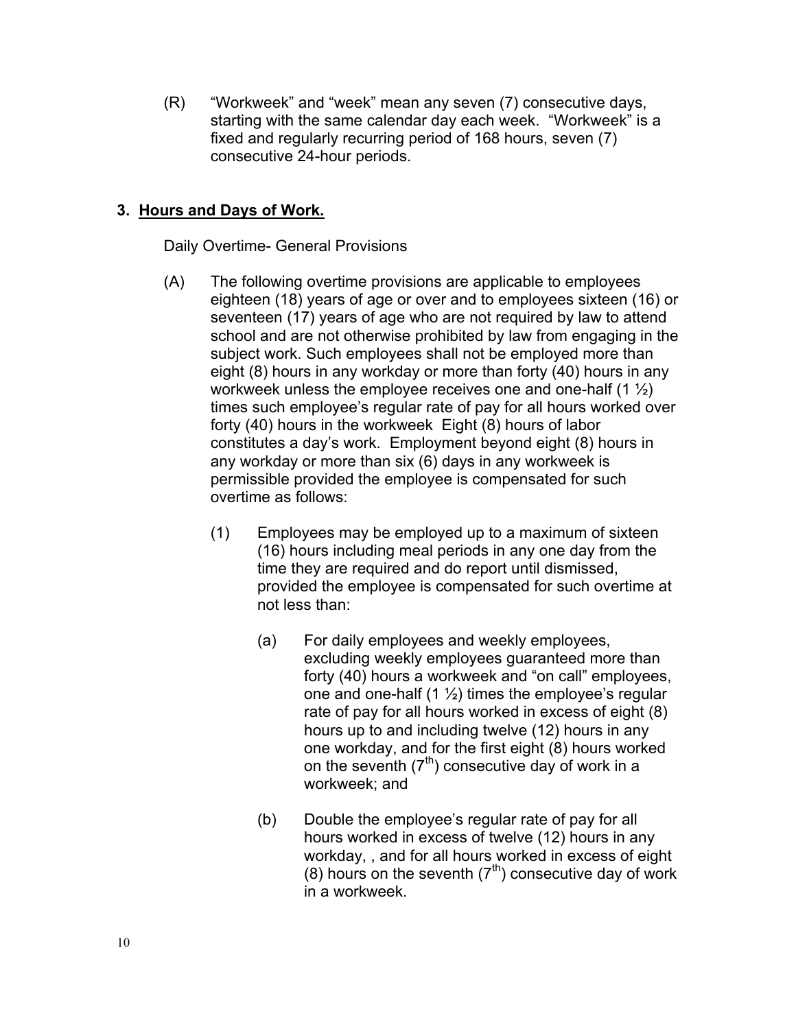(R) "Workweek" and "week" mean any seven (7) consecutive days, starting with the same calendar day each week. "Workweek" is a fixed and regularly recurring period of 168 hours, seven (7) consecutive 24-hour periods.

## 3. Hours and Days of Work.

Daily Overtime- General Provisions

(A) The following overtime provisions are applicable to employees eighteen (18) years of age or over and to employees sixteen (16) or seventeen (17) years of age who are not required by law to attend school and are not otherwise prohibited by law from engaging in the subject work. Such employees shall not be employed more than eight (8) hours in any workday or more than forty (40) hours in any workweek unless the employee receives one and one-half (1 ½) times such employee's regular rate of pay for all hours worked over forty (40) hours in the workweek Eight (8) hours of labor constitutes a day's work. Employment beyond eight (8) hours in any workday or more than six (6) days in any workweek is permissible provided the employee is compensated for such overtime as follows:

(1) Employees may be employed up to a maximum of sixteen (16) hours including meal periods in any one day from the time they are required and do report until dismissed, provided the employee is compensated for such overtime at not less than:

(a) For daily employees and weekly employees, excluding weekly employees guaranteed more than forty (40) hours a workweek and "on call" employees, one and one-half (1 ½) times the employee's regular rate of pay for all hours worked in excess of eight (8) hours up to and including twelve (12) hours in any one workday, and for the first eight (8) hours worked on the seventh (7th) consecutive day of work in a workweek; and

(b) Double the employee's regular rate of pay for all hours worked in excess of twelve (12) hours in any workday, , and for all hours worked in excess of eight (8) hours on the seventh (7th) consecutive day of work in a workweek.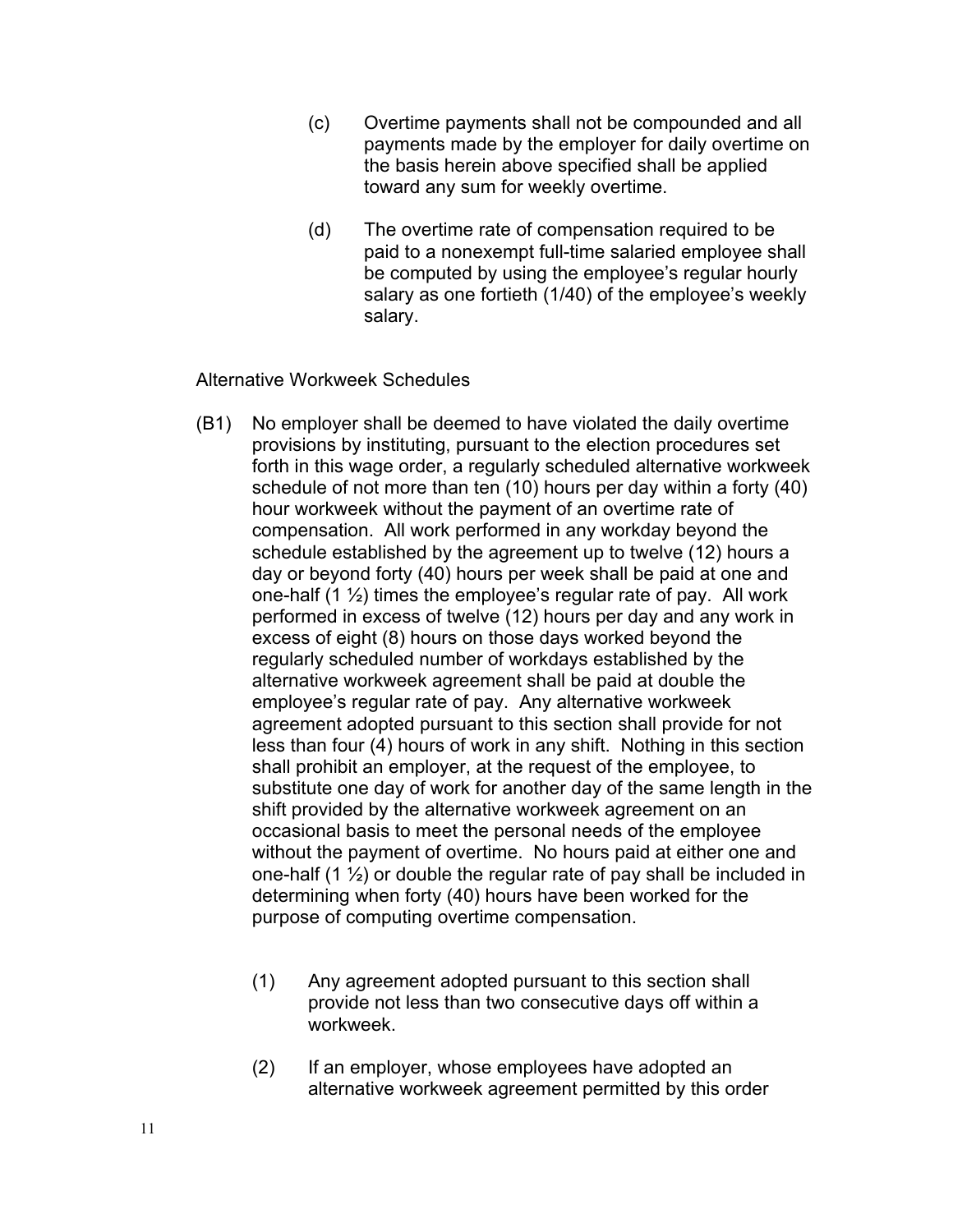(c) Overtime payments shall not be compounded and all payments made by the employer for daily overtime on the basis herein above specified shall be applied toward any sum for weekly overtime.

(d) The overtime rate of compensation required to be paid to a nonexempt full-time salaried employee shall be computed by using the employee's regular hourly salary as one fortieth (1/40) of the employee's weekly salary.

Alternative Workweek Schedules

(B1) No employer shall be deemed to have violated the daily overtime provisions by instituting, pursuant to the election procedures set forth in this wage order, a regularly scheduled alternative workweek schedule of not more than ten (10) hours per day within a forty (40) hour workweek without the payment of an overtime rate of compensation. All work performed in any workday beyond the schedule established by the agreement up to twelve (12) hours a day or beyond forty (40) hours per week shall be paid at one and one-half (1 ½) times the employee's regular rate of pay. All work performed in excess of twelve (12) hours per day and any work in excess of eight (8) hours on those days worked beyond the regularly scheduled number of workdays established by the alternative workweek agreement shall be paid at double the employee's regular rate of pay. Any alternative workweek agreement adopted pursuant to this section shall provide for not less than four (4) hours of work in any shift. Nothing in this section shall prohibit an employer, at the request of the employee, to substitute one day of work for another day of the same length in the shift provided by the alternative workweek agreement on an occasional basis to meet the personal needs of the employee without the payment of overtime. No hours paid at either one and one-half (1 ½) or double the regular rate of pay shall be included in determining when forty (40) hours have been worked for the purpose of computing overtime compensation.

(1) Any agreement adopted pursuant to this section shall provide not less than two consecutive days off within a workweek.

(2) If an employer, whose employees have adopted an alternative workweek agreement permitted by this order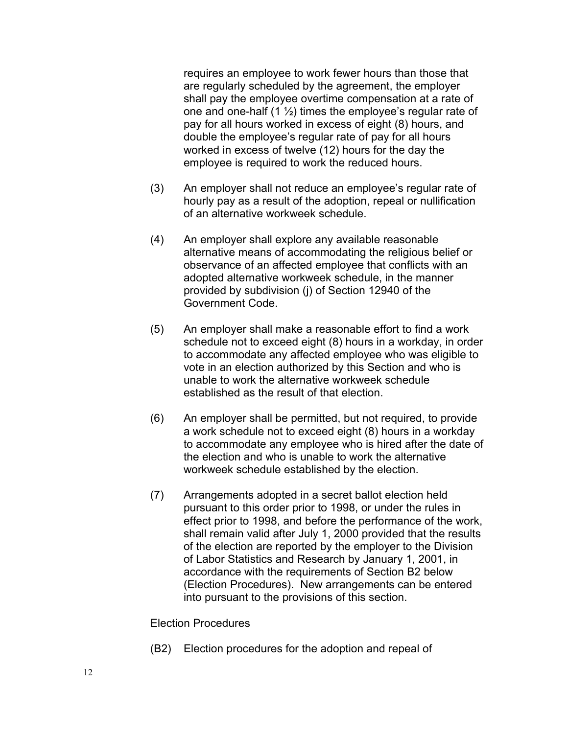requires an employee to work fewer hours than those that are regularly scheduled by the agreement, the employer shall pay the employee overtime compensation at a rate of one and one-half (1 ½) times the employee's regular rate of pay for all hours worked in excess of eight (8) hours, and double the employee's regular rate of pay for all hours worked in excess of twelve (12) hours for the day the employee is required to work the reduced hours.

(3) An employer shall not reduce an employee's regular rate of hourly pay as a result of the adoption, repeal or nullification of an alternative workweek schedule.

(4) An employer shall explore any available reasonable alternative means of accommodating the religious belief or observance of an affected employee that conflicts with an adopted alternative workweek schedule, in the manner provided by subdivision (j) of Section 12940 of the Government Code.

(5) An employer shall make a reasonable effort to find a work schedule not to exceed eight (8) hours in a workday, in order to accommodate any affected employee who was eligible to vote in an election authorized by this Section and who is unable to work the alternative workweek schedule established as the result of that election.

(6) An employer shall be permitted, but not required, to provide a work schedule not to exceed eight (8) hours in a workday to accommodate any employee who is hired after the date of the election and who is unable to work the alternative workweek schedule established by the election.

(7) Arrangements adopted in a secret ballot election held pursuant to this order prior to 1998, or under the rules in effect prior to 1998, and before the performance of the work, shall remain valid after July 1, 2000 provided that the results of the election are reported by the employer to the Division of Labor Statistics and Research by January 1, 2001, in accordance with the requirements of Section B2 below (Election Procedures). New arrangements can be entered into pursuant to the provisions of this section.

Election Procedures

(B2) Election procedures for the adoption and repeal of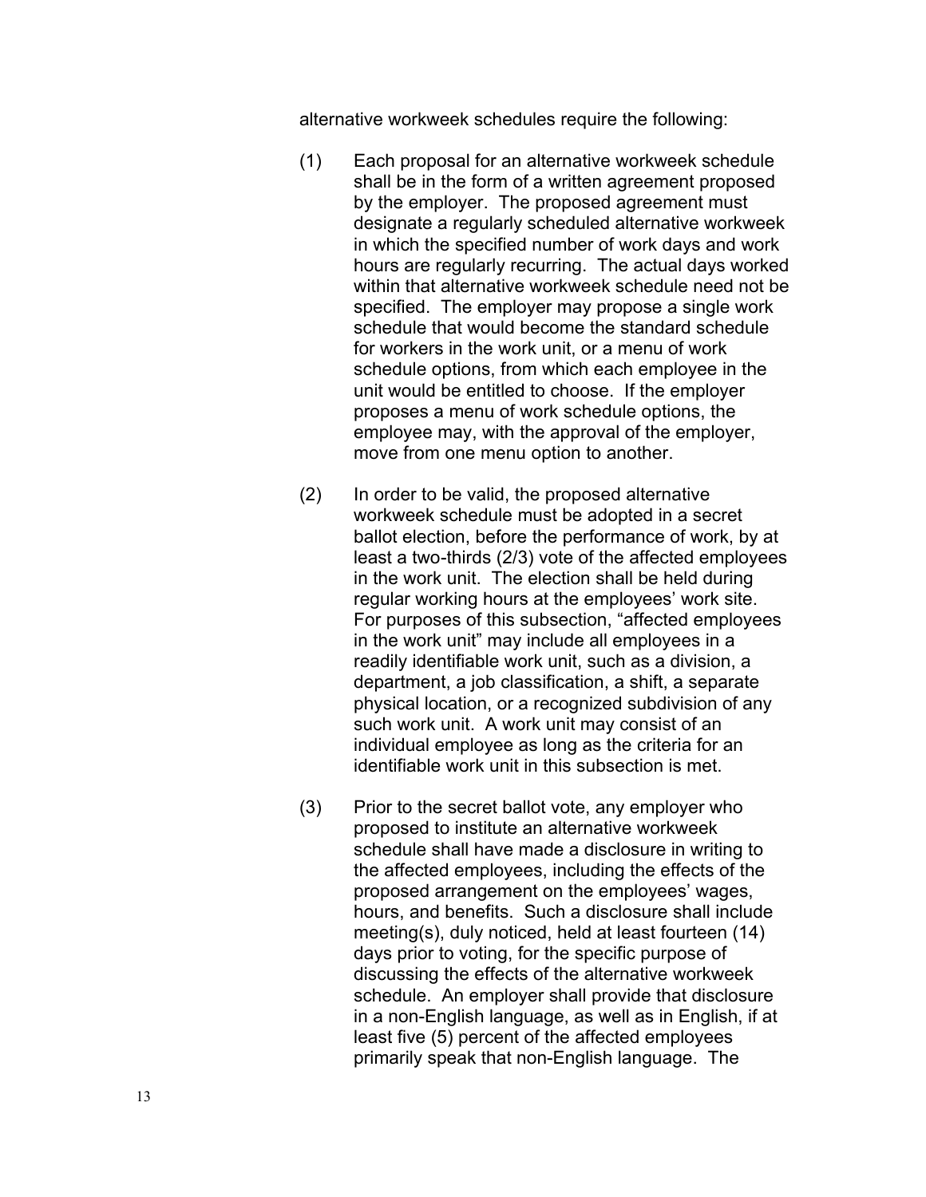alternative workweek schedules require the following:

(1) Each proposal for an alternative workweek schedule shall be in the form of a written agreement proposed by the employer. The proposed agreement must designate a regularly scheduled alternative workweek in which the specified number of work days and work hours are regularly recurring. The actual days worked within that alternative workweek schedule need not be specified. The employer may propose a single work schedule that would become the standard schedule for workers in the work unit, or a menu of work schedule options, from which each employee in the unit would be entitled to choose. If the employer proposes a menu of work schedule options, the employee may, with the approval of the employer, move from one menu option to another.

(2) In order to be valid, the proposed alternative workweek schedule must be adopted in a secret ballot election, before the performance of work, by at least a two-thirds (2/3) vote of the affected employees in the work unit. The election shall be held during regular working hours at the employees' work site. For purposes of this subsection, "affected employees in the work unit" may include all employees in a readily identifiable work unit, such as a division, a department, a job classification, a shift, a separate physical location, or a recognized subdivision of any such work unit. A work unit may consist of an individual employee as long as the criteria for an identifiable work unit in this subsection is met.

(3) Prior to the secret ballot vote, any employer who proposed to institute an alternative workweek schedule shall have made a disclosure in writing to the affected employees, including the effects of the proposed arrangement on the employees' wages, hours, and benefits. Such a disclosure shall include meeting(s), duly noticed, held at least fourteen (14) days prior to voting, for the specific purpose of discussing the effects of the alternative workweek schedule. An employer shall provide that disclosure in a non-English language, as well as in English, if at least five (5) percent of the affected employees primarily speak that non-English language. The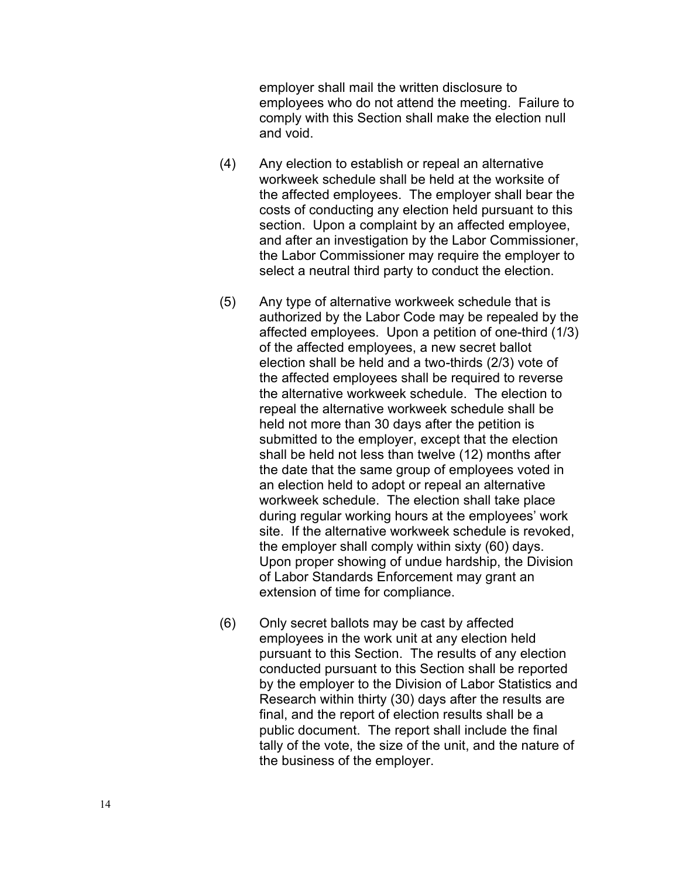employer shall mail the written disclosure to employees who do not attend the meeting. Failure to comply with this Section shall make the election null and void.

(4) Any election to establish or repeal an alternative workweek schedule shall be held at the worksite of the affected employees. The employer shall bear the costs of conducting any election held pursuant to this section. Upon a complaint by an affected employee, and after an investigation by the Labor Commissioner, the Labor Commissioner may require the employer to select a neutral third party to conduct the election.

(5) Any type of alternative workweek schedule that is authorized by the Labor Code may be repealed by the affected employees. Upon a petition of one-third (1/3) of the affected employees, a new secret ballot election shall be held and a two-thirds (2/3) vote of the affected employees shall be required to reverse the alternative workweek schedule. The election to repeal the alternative workweek schedule shall be held not more than 30 days after the petition is submitted to the employer, except that the election shall be held not less than twelve (12) months after the date that the same group of employees voted in an election held to adopt or repeal an alternative workweek schedule. The election shall take place during regular working hours at the employees' work site. If the alternative workweek schedule is revoked, the employer shall comply within sixty (60) days. Upon proper showing of undue hardship, the Division of Labor Standards Enforcement may grant an extension of time for compliance.

(6) Only secret ballots may be cast by affected employees in the work unit at any election held pursuant to this Section. The results of any election conducted pursuant to this Section shall be reported by the employer to the Division of Labor Statistics and Research within thirty (30) days after the results are final, and the report of election results shall be a public document. The report shall include the final tally of the vote, the size of the unit, and the nature of the business of the employer.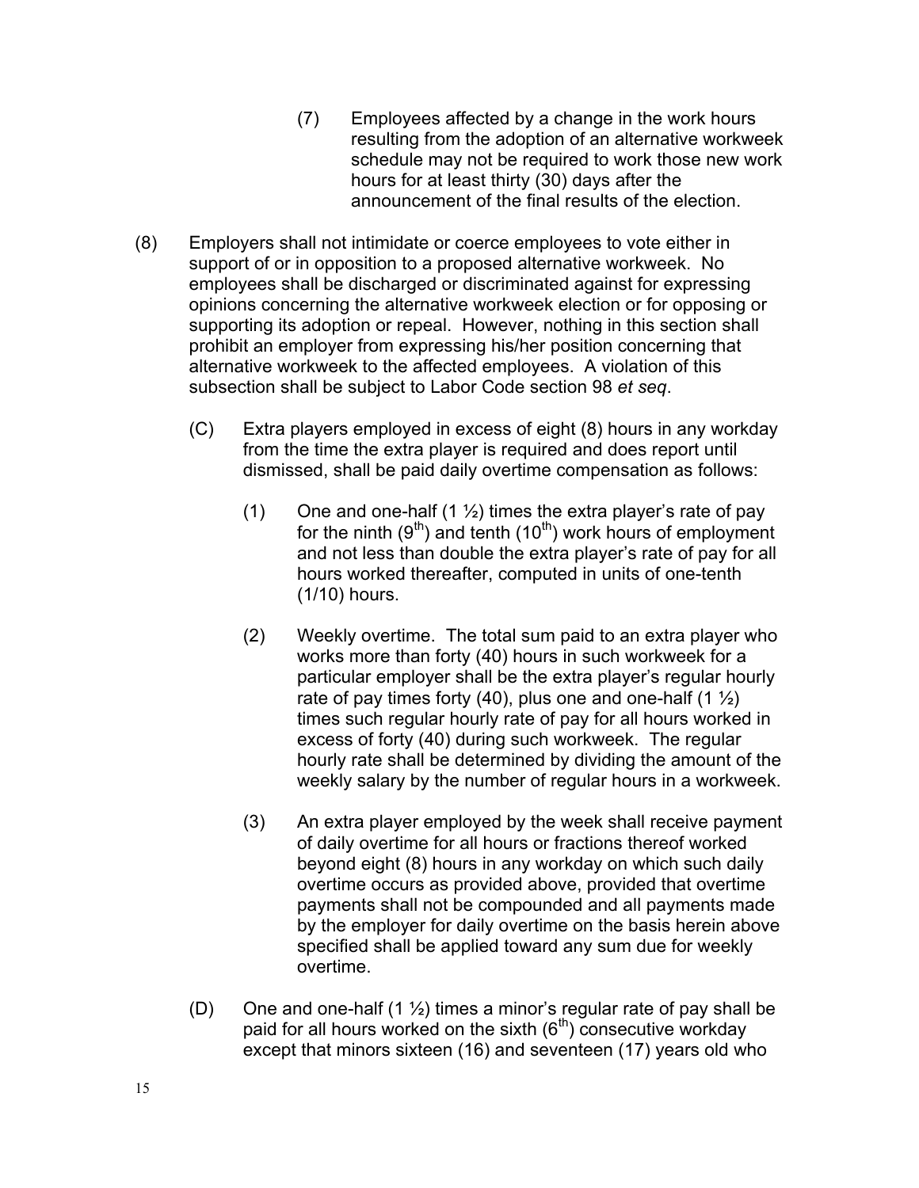(7) Employees affected by a change in the work hours resulting from the adoption of an alternative workweek schedule may not be required to work those new work hours for at least thirty (30) days after the announcement of the final results of the election.

(8) Employers shall not intimidate or coerce employees to vote either in support of or in opposition to a proposed alternative workweek. No employees shall be discharged or discriminated against for expressing opinions concerning the alternative workweek election or for opposing or supporting its adoption or repeal. However, nothing in this section shall prohibit an employer from expressing his/her position concerning that alternative workweek to the affected employees. A violation of this subsection shall be subject to Labor Code section 98 *et seq*.

(C) Extra players employed in excess of eight (8) hours in any workday from the time the extra player is required and does report until dismissed, shall be paid daily overtime compensation as follows:

(1) One and one-half (1 ½) times the extra player's rate of pay for the ninth (9th) and tenth (10th) work hours of employment and not less than double the extra player's rate of pay for all hours worked thereafter, computed in units of one-tenth (1/10) hours.

(2) Weekly overtime. The total sum paid to an extra player who works more than forty (40) hours in such workweek for a particular employer shall be the extra player's regular hourly rate of pay times forty (40), plus one and one-half (1 ½) times such regular hourly rate of pay for all hours worked in excess of forty (40) during such workweek. The regular hourly rate shall be determined by dividing the amount of the weekly salary by the number of regular hours in a workweek.

(3) An extra player employed by the week shall receive payment of daily overtime for all hours or fractions thereof worked beyond eight (8) hours in any workday on which such daily overtime occurs as provided above, provided that overtime payments shall not be compounded and all payments made by the employer for daily overtime on the basis herein above specified shall be applied toward any sum due for weekly overtime.

(D) One and one-half (1 ½) times a minor's regular rate of pay shall be paid for all hours worked on the sixth (6th) consecutive workday except that minors sixteen (16) and seventeen (17) years old who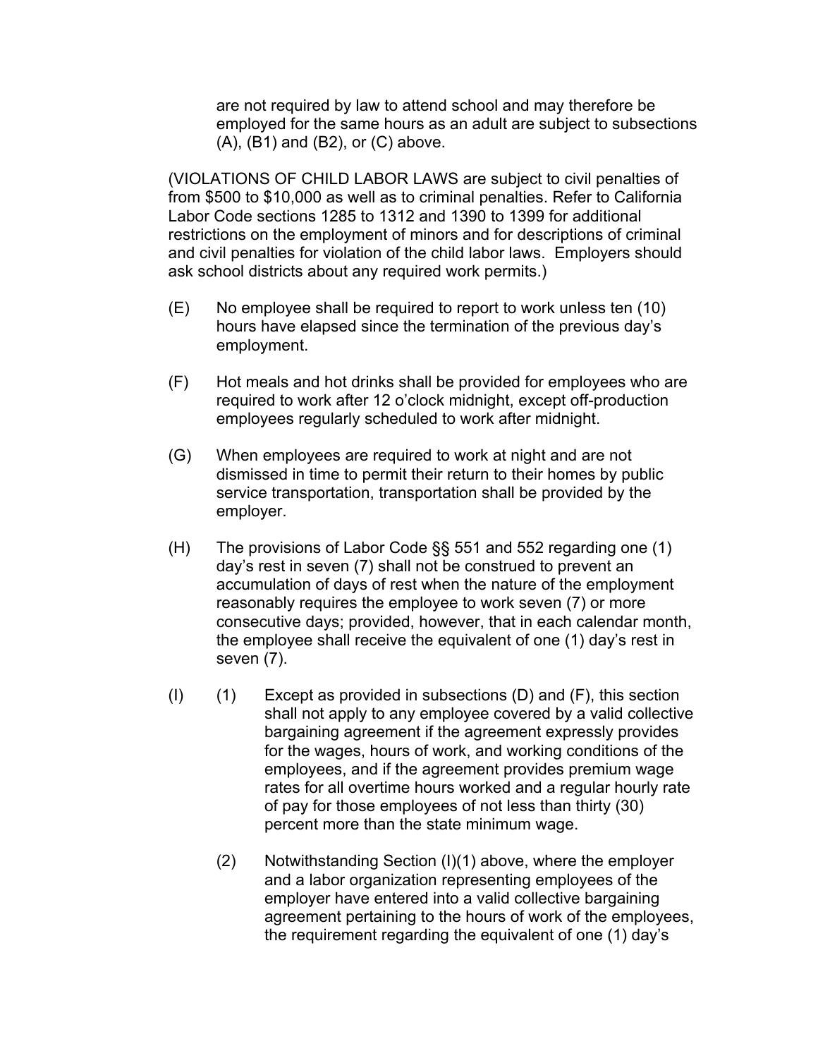are not required by law to attend school and may therefore be employed for the same hours as an adult are subject to subsections (A), (B1) and (B2), or (C) above.

(VIOLATIONS OF CHILD LABOR LAWS are subject to civil penalties of from $500 to $10,000 as well as to criminal penalties. Refer to California Labor Code sections 1285 to 1312 and 1390 to 1399 for additional restrictions on the employment of minors and for descriptions of criminal and civil penalties for violation of the child labor laws. Employers should ask school districts about any required work permits.)

(E) No employee shall be required to report to work unless ten (10) hours have elapsed since the termination of the previous day's employment.

(F) Hot meals and hot drinks shall be provided for employees who are required to work after 12 o'clock midnight, except off-production employees regularly scheduled to work after midnight.

(G) When employees are required to work at night and are not dismissed in time to permit their return to their homes by public service transportation, transportation shall be provided by the employer.

(H) The provisions of Labor Code §§ 551 and 552 regarding one (1) day's rest in seven (7) shall not be construed to prevent an accumulation of days of rest when the nature of the employment reasonably requires the employee to work seven (7) or more consecutive days; provided, however, that in each calendar month, the employee shall receive the equivalent of one (1) day's rest in seven (7).

(I) (1) Except as provided in subsections (D) and (F), this section shall not apply to any employee covered by a valid collective bargaining agreement if the agreement expressly provides for the wages, hours of work, and working conditions of the employees, and if the agreement provides premium wage rates for all overtime hours worked and a regular hourly rate of pay for those employees of not less than thirty (30) percent more than the state minimum wage.

(2) Notwithstanding Section (I)(1) above, where the employer and a labor organization representing employees of the employer have entered into a valid collective bargaining agreement pertaining to the hours of work of the employees, the requirement regarding the equivalent of one (1) day's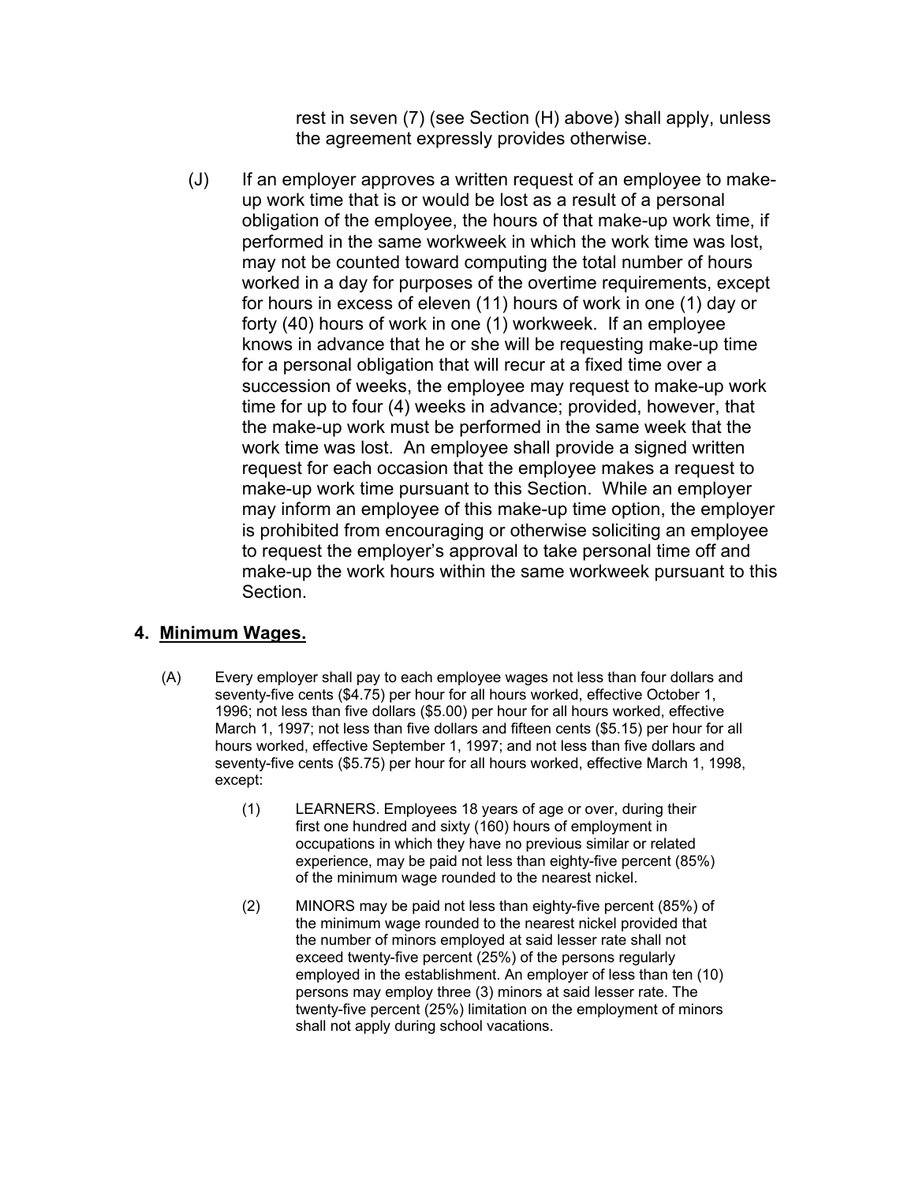rest in seven (7) (see Section (H) above) shall apply, unless the agreement expressly provides otherwise.

(J) If an employer approves a written request of an employee to make-up work time that is or would be lost as a result of a personal obligation of the employee, the hours of that make-up work time, if performed in the same workweek in which the work time was lost, may not be counted toward computing the total number of hours worked in a day for purposes of the overtime requirements, except for hours in excess of eleven (11) hours of work in one (1) day or forty (40) hours of work in one (1) workweek. If an employee knows in advance that he or she will be requesting make-up time for a personal obligation that will recur at a fixed time over a succession of weeks, the employee may request to make-up work time for up to four (4) weeks in advance; provided, however, that the make-up work must be performed in the same week that the work time was lost. An employee shall provide a signed written request for each occasion that the employee makes a request to make-up work time pursuant to this Section. While an employer may inform an employee of this make-up time option, the employer is prohibited from encouraging or otherwise soliciting an employee to request the employer's approval to take personal time off and make-up the work hours within the same workweek pursuant to this Section.

## 4. <u>Minimum Wages.</u>

(A) Every employer shall pay to each employee wages not less than four dollars and seventy-five cents ($4.75) per hour for all hours worked, effective October 1, 1996; not less than five dollars ($5.00) per hour for all hours worked, effective March 1, 1997; not less than five dollars and fifteen cents ($5.15) per hour for all hours worked, effective September 1, 1997; and not less than five dollars and seventy-five cents ($5.75) per hour for all hours worked, effective March 1, 1998, except:

(1) LEARNERS. Employees 18 years of age or over, during their first one hundred and sixty (160) hours of employment in occupations in which they have no previous similar or related experience, may be paid not less than eighty-five percent (85%) of the minimum wage rounded to the nearest nickel.

(2) MINORS may be paid not less than eighty-five percent (85%) of the minimum wage rounded to the nearest nickel provided that the number of minors employed at said lesser rate shall not exceed twenty-five percent (25%) of the persons regularly employed in the establishment. An employer of less than ten (10) persons may employ three (3) minors at said lesser rate. The twenty-five percent (25%) limitation on the employment of minors shall not apply during school vacations.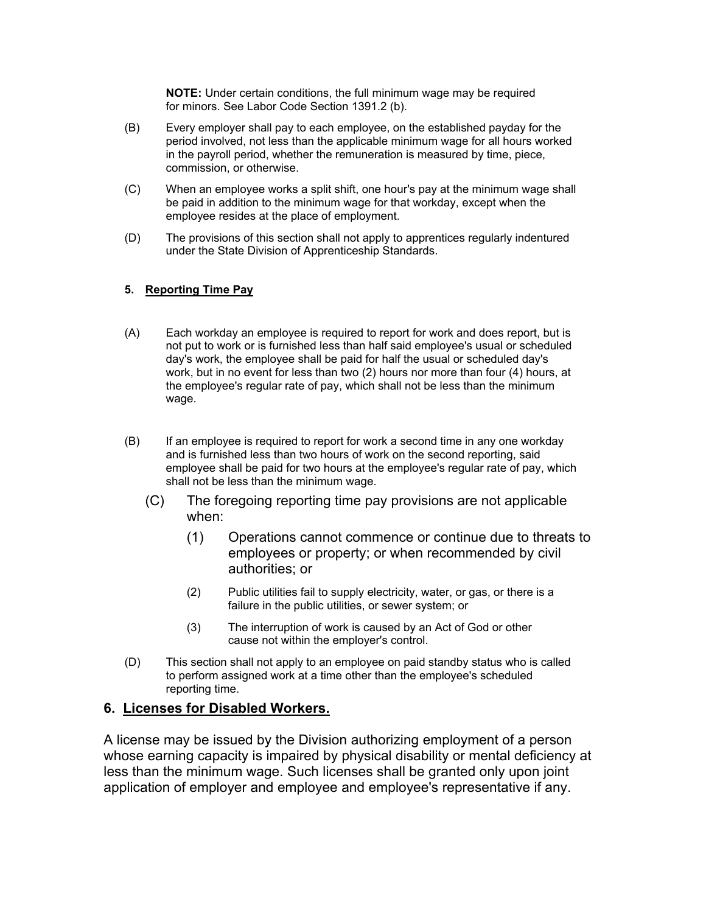**NOTE:** Under certain conditions, the full minimum wage may be required for minors. See Labor Code Section 1391.2 (b).

(B) Every employer shall pay to each employee, on the established payday for the period involved, not less than the applicable minimum wage for all hours worked in the payroll period, whether the remuneration is measured by time, piece, commission, or otherwise.

(C) When an employee works a split shift, one hour's pay at the minimum wage shall be paid in addition to the minimum wage for that workday, except when the employee resides at the place of employment.

(D) The provisions of this section shall not apply to apprentices regularly indentured under the State Division of Apprenticeship Standards.

#### 5. Reporting Time Pay

(A) Each workday an employee is required to report for work and does report, but is not put to work or is furnished less than half said employee's usual or scheduled day's work, the employee shall be paid for half the usual or scheduled day's work, but in no event for less than two (2) hours nor more than four (4) hours, at the employee's regular rate of pay, which shall not be less than the minimum wage.

(B) If an employee is required to report for work a second time in any one workday and is furnished less than two hours of work on the second reporting, said employee shall be paid for two hours at the employee's regular rate of pay, which shall not be less than the minimum wage.

(C) The foregoing reporting time pay provisions are not applicable when:

(1) Operations cannot commence or continue due to threats to employees or property; or when recommended by civil authorities; or

(2) Public utilities fail to supply electricity, water, or gas, or there is a failure in the public utilities, or sewer system; or

(3) The interruption of work is caused by an Act of God or other cause not within the employer's control.

(D) This section shall not apply to an employee on paid standby status who is called to perform assigned work at a time other than the employee's scheduled reporting time.

### 6. Licenses for Disabled Workers.

A license may be issued by the Division authorizing employment of a person whose earning capacity is impaired by physical disability or mental deficiency at less than the minimum wage. Such licenses shall be granted only upon joint application of employer and employee and employee's representative if any.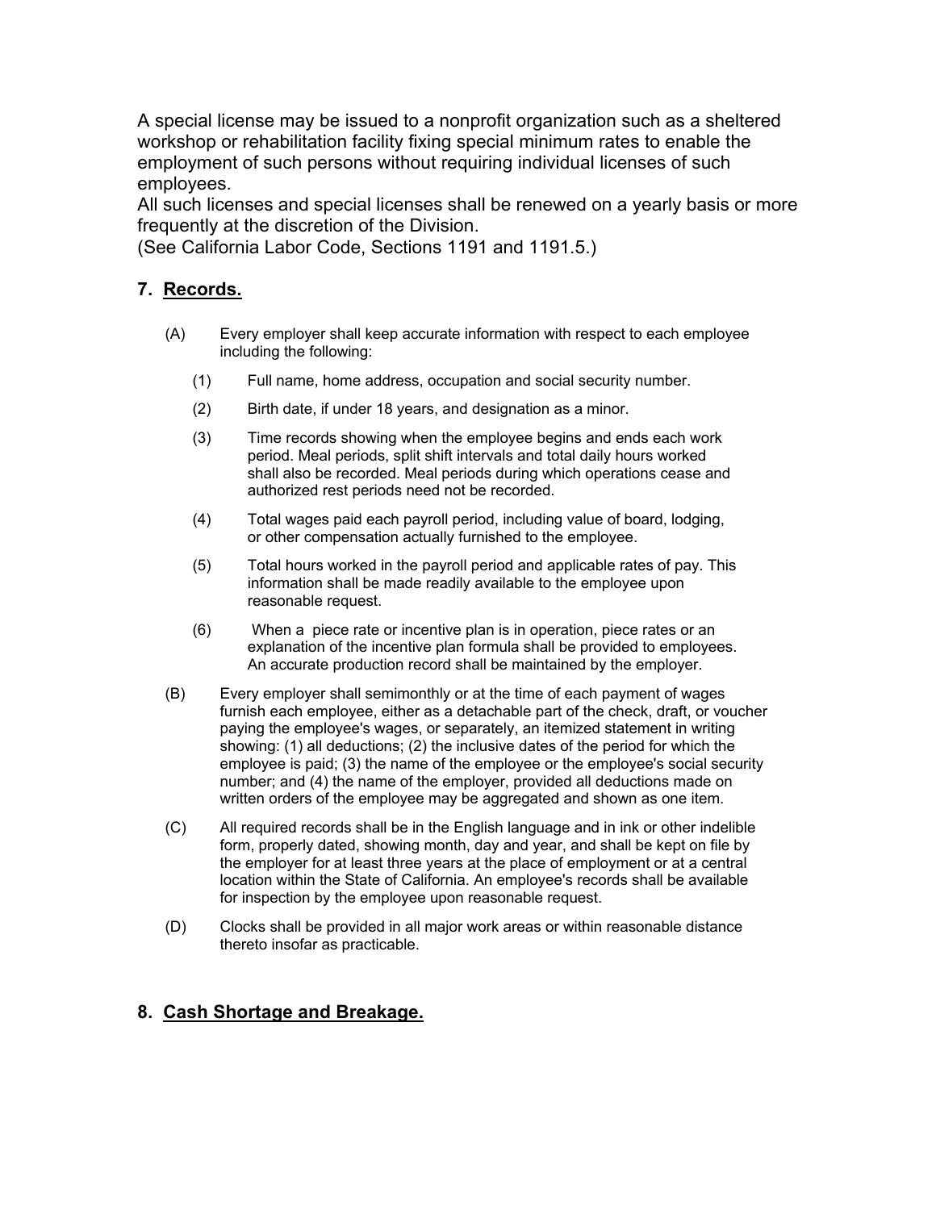A special license may be issued to a nonprofit organization such as a sheltered workshop or rehabilitation facility fixing special minimum rates to enable the employment of such persons without requiring individual licenses of such employees.

All such licenses and special licenses shall be renewed on a yearly basis or more frequently at the discretion of the Division.

(See California Labor Code, Sections 1191 and 1191.5.)

## 7. Records.

(A) Every employer shall keep accurate information with respect to each employee including the following:

(1) Full name, home address, occupation and social security number.

(2) Birth date, if under 18 years, and designation as a minor.

(3) Time records showing when the employee begins and ends each work period. Meal periods, split shift intervals and total daily hours worked shall also be recorded. Meal periods during which operations cease and authorized rest periods need not be recorded.

(4) Total wages paid each payroll period, including value of board, lodging, or other compensation actually furnished to the employee.

(5) Total hours worked in the payroll period and applicable rates of pay. This information shall be made readily available to the employee upon reasonable request.

(6) When a piece rate or incentive plan is in operation, piece rates or an explanation of the incentive plan formula shall be provided to employees. An accurate production record shall be maintained by the employer.

(B) Every employer shall semimonthly or at the time of each payment of wages furnish each employee, either as a detachable part of the check, draft, or voucher paying the employee's wages, or separately, an itemized statement in writing showing: (1) all deductions; (2) the inclusive dates of the period for which the employee is paid; (3) the name of the employee or the employee's social security number; and (4) the name of the employer, provided all deductions made on written orders of the employee may be aggregated and shown as one item.

(C) All required records shall be in the English language and in ink or other indelible form, properly dated, showing month, day and year, and shall be kept on file by the employer for at least three years at the place of employment or at a central location within the State of California. An employee's records shall be available for inspection by the employee upon reasonable request.

(D) Clocks shall be provided in all major work areas or within reasonable distance thereto insofar as practicable.

## 8. Cash Shortage and Breakage.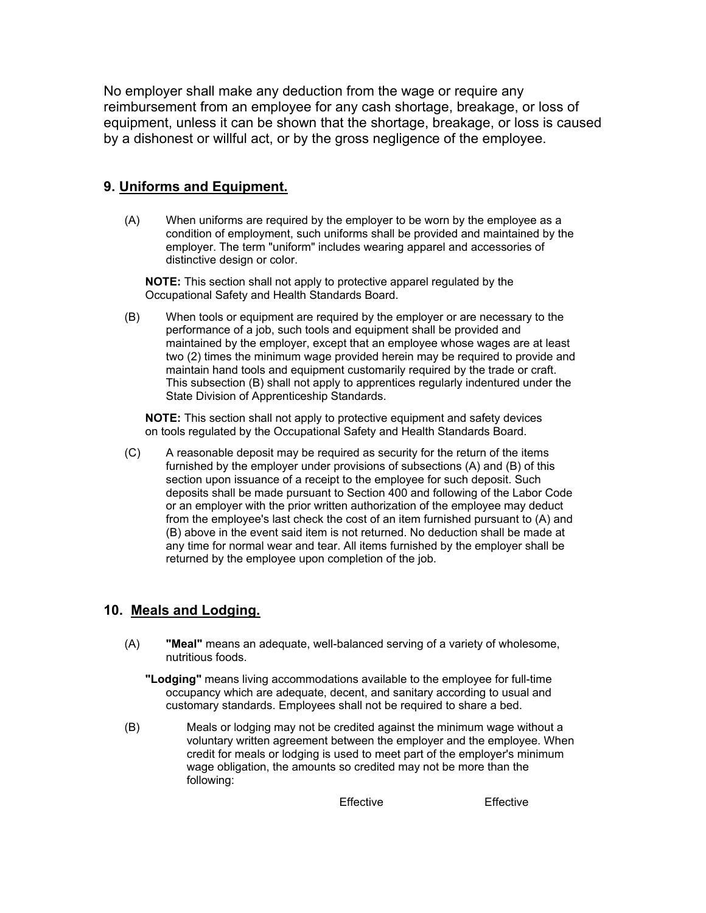No employer shall make any deduction from the wage or require any reimbursement from an employee for any cash shortage, breakage, or loss of equipment, unless it can be shown that the shortage, breakage, or loss is caused by a dishonest or willful act, or by the gross negligence of the employee.

## 9. Uniforms and Equipment.

(A) When uniforms are required by the employer to be worn by the employee as a condition of employment, such uniforms shall be provided and maintained by the employer. The term "uniform" includes wearing apparel and accessories of distinctive design or color.

**NOTE:** This section shall not apply to protective apparel regulated by the Occupational Safety and Health Standards Board.

(B) When tools or equipment are required by the employer or are necessary to the performance of a job, such tools and equipment shall be provided and maintained by the employer, except that an employee whose wages are at least two (2) times the minimum wage provided herein may be required to provide and maintain hand tools and equipment customarily required by the trade or craft. This subsection (B) shall not apply to apprentices regularly indentured under the State Division of Apprenticeship Standards.

**NOTE:** This section shall not apply to protective equipment and safety devices on tools regulated by the Occupational Safety and Health Standards Board.

(C) A reasonable deposit may be required as security for the return of the items furnished by the employer under provisions of subsections (A) and (B) of this section upon issuance of a receipt to the employee for such deposit. Such deposits shall be made pursuant to Section 400 and following of the Labor Code or an employer with the prior written authorization of the employee may deduct from the employee's last check the cost of an item furnished pursuant to (A) and (B) above in the event said item is not returned. No deduction shall be made at any time for normal wear and tear. All items furnished by the employer shall be returned by the employee upon completion of the job.

## 10. Meals and Lodging.

(A) **"Meal"** means an adequate, well-balanced serving of a variety of wholesome, nutritious foods.

**"Lodging"** means living accommodations available to the employee for full-time occupancy which are adequate, decent, and sanitary according to usual and customary standards. Employees shall not be required to share a bed.

(B) Meals or lodging may not be credited against the minimum wage without a voluntary written agreement between the employer and the employee. When credit for meals or lodging is used to meet part of the employer's minimum wage obligation, the amounts so credited may not be more than the following:

| | Effective | Effective |
|---|---|---|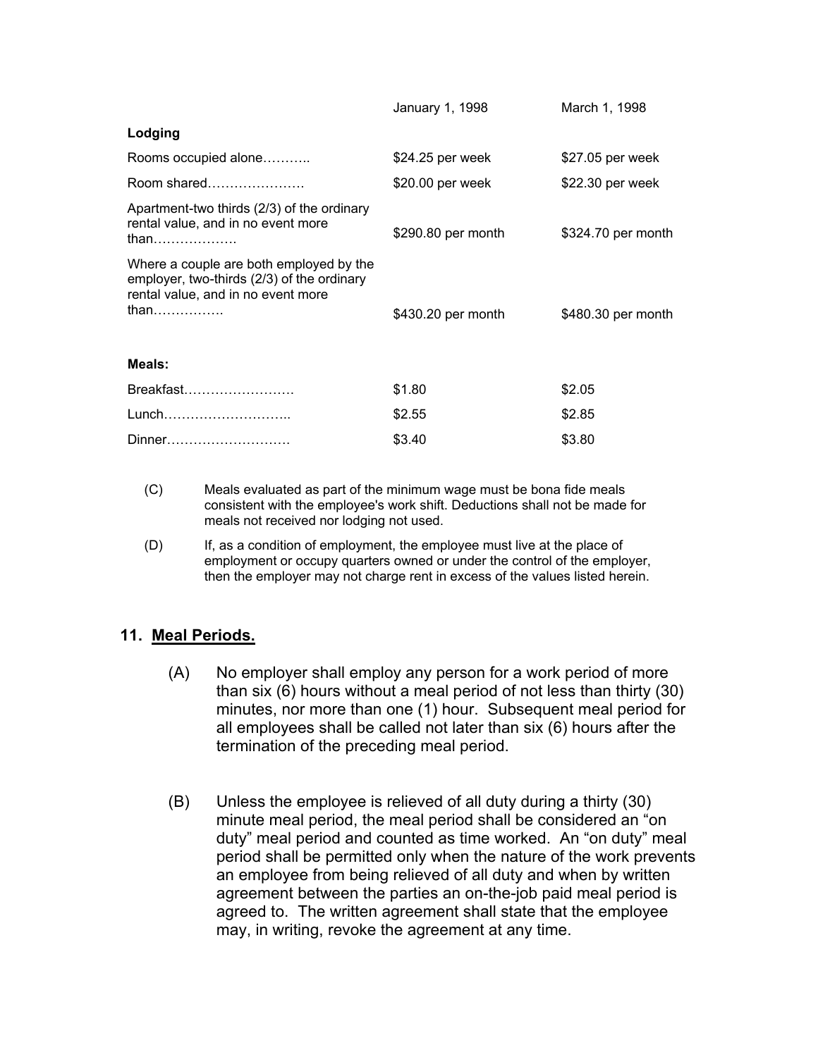| | January 1, 1998 | March 1, 1998 |
|---|---|---|
| **Lodging** | | |
| Rooms occupied alone……….. | $24.25 per week | $27.05 per week |
| Room shared…………………. | $20.00 per week | $22.30 per week |
| Apartment-two thirds (2/3) of the ordinary rental value, and in no event more than………………. | $290.80 per month | $324.70 per month |
| Where a couple are both employed by the employer, two-thirds (2/3) of the ordinary rental value, and in no event more than……………. | $430.20 per month | $480.30 per month |
| **Meals:** | | |
| Breakfast……………………. | $1.80 | $2.05 |
| Lunch……………………….. | $2.55 | $2.85 |
| Dinner………………………. | $3.40 | $3.80 |

(C) Meals evaluated as part of the minimum wage must be bona fide meals consistent with the employee's work shift. Deductions shall not be made for meals not received nor lodging not used.

(D) If, as a condition of employment, the employee must live at the place of employment or occupy quarters owned or under the control of the employer, then the employer may not charge rent in excess of the values listed herein.

## 11. Meal Periods.

(A) No employer shall employ any person for a work period of more than six (6) hours without a meal period of not less than thirty (30) minutes, nor more than one (1) hour. Subsequent meal period for all employees shall be called not later than six (6) hours after the termination of the preceding meal period.

(B) Unless the employee is relieved of all duty during a thirty (30) minute meal period, the meal period shall be considered an "on duty" meal period and counted as time worked. An "on duty" meal period shall be permitted only when the nature of the work prevents an employee from being relieved of all duty and when by written agreement between the parties an on-the-job paid meal period is agreed to. The written agreement shall state that the employee may, in writing, revoke the agreement at any time.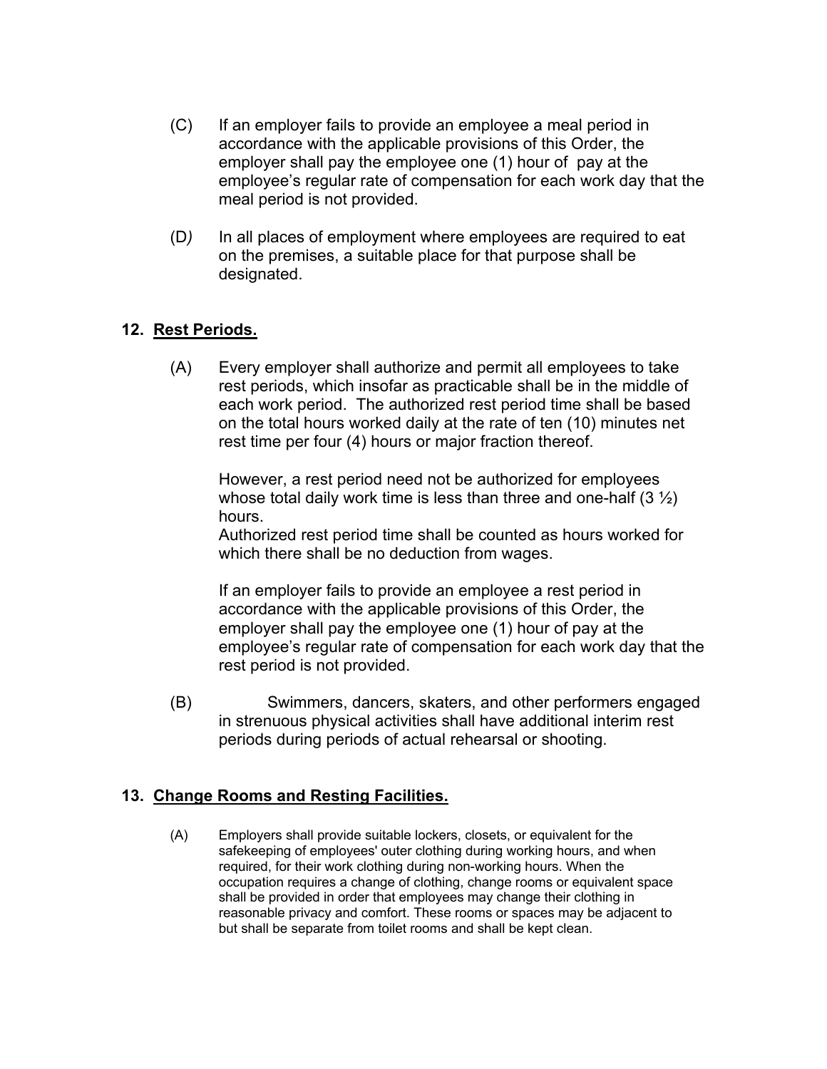(C) If an employer fails to provide an employee a meal period in accordance with the applicable provisions of this Order, the employer shall pay the employee one (1) hour of pay at the employee's regular rate of compensation for each work day that the meal period is not provided.

(D) In all places of employment where employees are required to eat on the premises, a suitable place for that purpose shall be designated.

## 12. Rest Periods.

(A) Every employer shall authorize and permit all employees to take rest periods, which insofar as practicable shall be in the middle of each work period. The authorized rest period time shall be based on the total hours worked daily at the rate of ten (10) minutes net rest time per four (4) hours or major fraction thereof.

However, a rest period need not be authorized for employees whose total daily work time is less than three and one-half (3 ½) hours.
Authorized rest period time shall be counted as hours worked for which there shall be no deduction from wages.

If an employer fails to provide an employee a rest period in accordance with the applicable provisions of this Order, the employer shall pay the employee one (1) hour of pay at the employee's regular rate of compensation for each work day that the rest period is not provided.

(B) Swimmers, dancers, skaters, and other performers engaged in strenuous physical activities shall have additional interim rest periods during periods of actual rehearsal or shooting.

## 13. Change Rooms and Resting Facilities.

(A) Employers shall provide suitable lockers, closets, or equivalent for the safekeeping of employees' outer clothing during working hours, and when required, for their work clothing during non-working hours. When the occupation requires a change of clothing, change rooms or equivalent space shall be provided in order that employees may change their clothing in reasonable privacy and comfort. These rooms or spaces may be adjacent to but shall be separate from toilet rooms and shall be kept clean.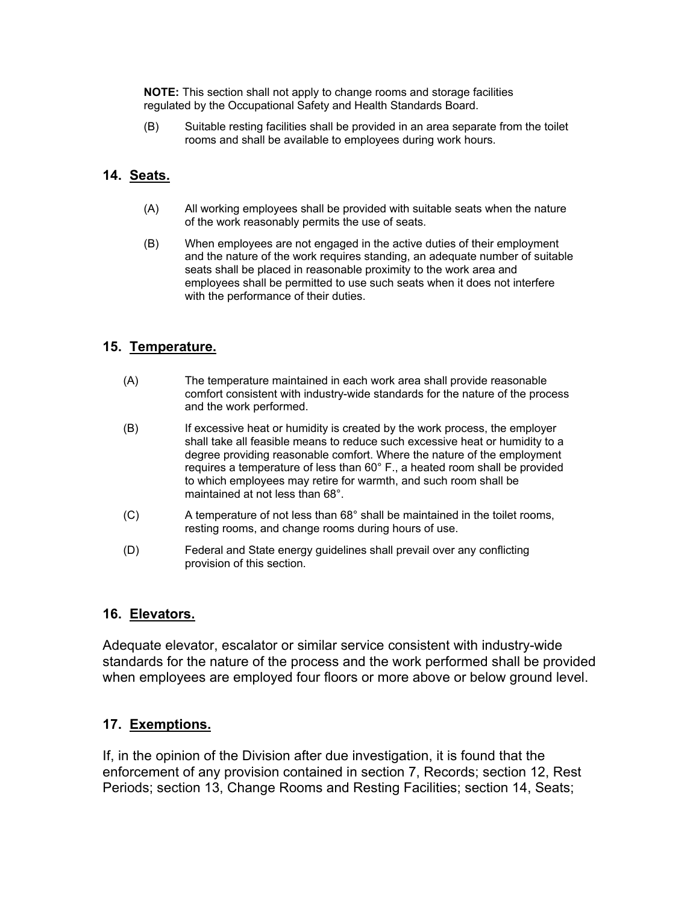**NOTE:** This section shall not apply to change rooms and storage facilities regulated by the Occupational Safety and Health Standards Board.

(B) Suitable resting facilities shall be provided in an area separate from the toilet rooms and shall be available to employees during work hours.

## 14. Seats.

(A) All working employees shall be provided with suitable seats when the nature of the work reasonably permits the use of seats.

(B) When employees are not engaged in the active duties of their employment and the nature of the work requires standing, an adequate number of suitable seats shall be placed in reasonable proximity to the work area and employees shall be permitted to use such seats when it does not interfere with the performance of their duties.

## 15. Temperature.

(A) The temperature maintained in each work area shall provide reasonable comfort consistent with industry-wide standards for the nature of the process and the work performed.

(B) If excessive heat or humidity is created by the work process, the employer shall take all feasible means to reduce such excessive heat or humidity to a degree providing reasonable comfort. Where the nature of the employment requires a temperature of less than 60° F., a heated room shall be provided to which employees may retire for warmth, and such room shall be maintained at not less than 68°.

(C) A temperature of not less than 68° shall be maintained in the toilet rooms, resting rooms, and change rooms during hours of use.

(D) Federal and State energy guidelines shall prevail over any conflicting provision of this section.

## 16. Elevators.

Adequate elevator, escalator or similar service consistent with industry-wide standards for the nature of the process and the work performed shall be provided when employees are employed four floors or more above or below ground level.

## 17. Exemptions.

If, in the opinion of the Division after due investigation, it is found that the enforcement of any provision contained in section 7, Records; section 12, Rest Periods; section 13, Change Rooms and Resting Facilities; section 14, Seats;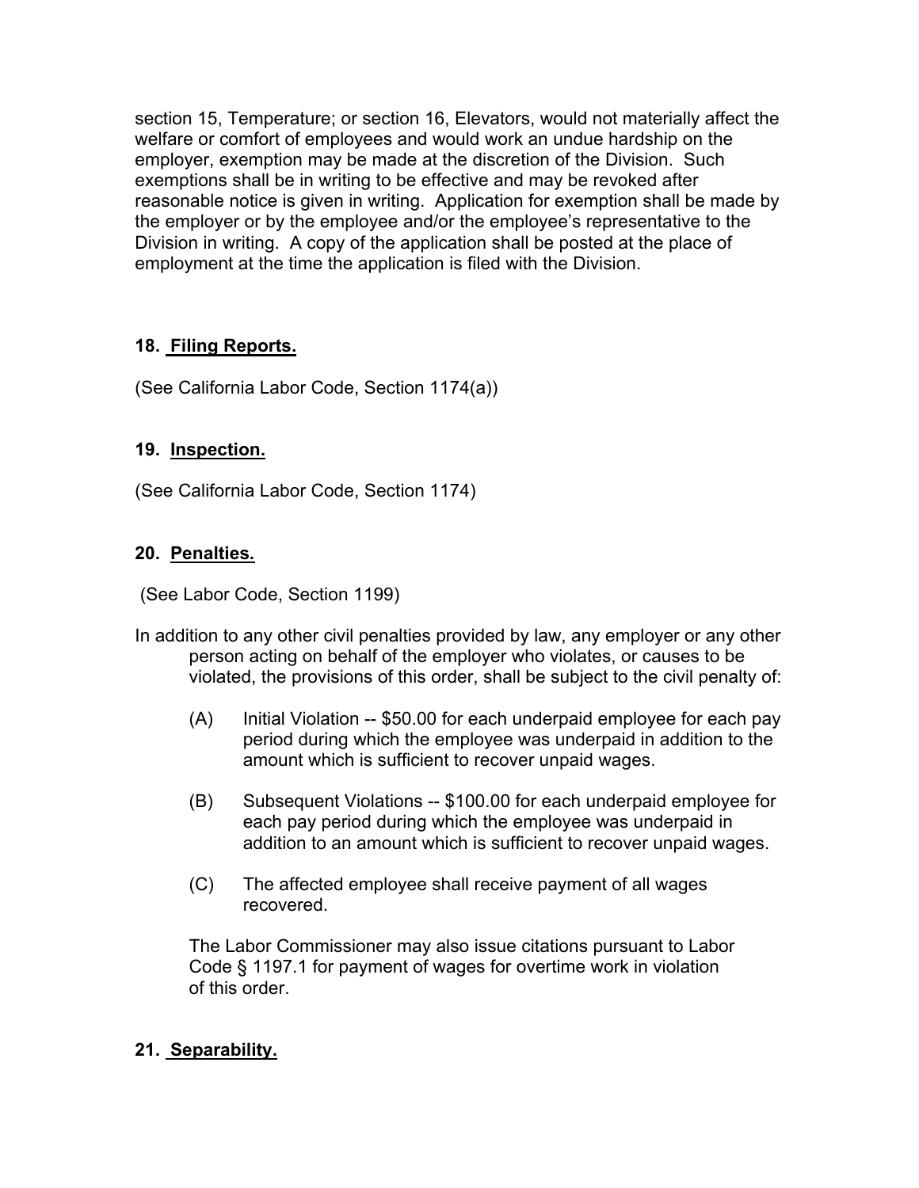section 15, Temperature; or section 16, Elevators, would not materially affect the welfare or comfort of employees and would work an undue hardship on the employer, exemption may be made at the discretion of the Division. Such exemptions shall be in writing to be effective and may be revoked after reasonable notice is given in writing. Application for exemption shall be made by the employer or by the employee and/or the employee's representative to the Division in writing. A copy of the application shall be posted at the place of employment at the time the application is filed with the Division.

## 18. **Filing Reports.**

(See California Labor Code, Section 1174(a))

## 19. **Inspection.**

(See California Labor Code, Section 1174)

## 20. **Penalties.**

(See Labor Code, Section 1199)

In addition to any other civil penalties provided by law, any employer or any other person acting on behalf of the employer who violates, or causes to be violated, the provisions of this order, shall be subject to the civil penalty of:

(A) Initial Violation -- $50.00 for each underpaid employee for each pay period during which the employee was underpaid in addition to the amount which is sufficient to recover unpaid wages.

(B) Subsequent Violations -- $100.00 for each underpaid employee for each pay period during which the employee was underpaid in addition to an amount which is sufficient to recover unpaid wages.

(C) The affected employee shall receive payment of all wages recovered.

The Labor Commissioner may also issue citations pursuant to Labor Code § 1197.1 for payment of wages for overtime work in violation of this order.

## 21. **Separability.**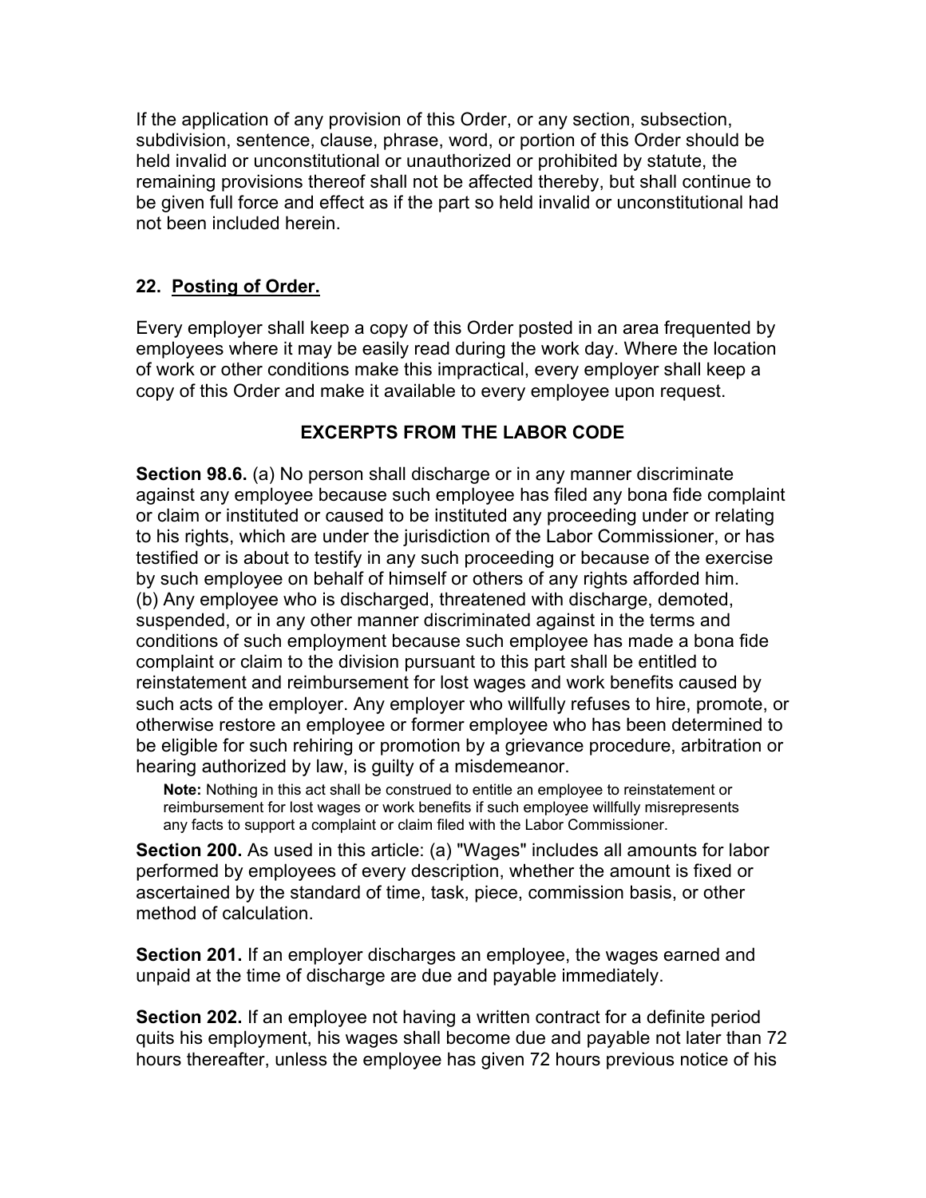If the application of any provision of this Order, or any section, subsection, subdivision, sentence, clause, phrase, word, or portion of this Order should be held invalid or unconstitutional or unauthorized or prohibited by statute, the remaining provisions thereof shall not be affected thereby, but shall continue to be given full force and effect as if the part so held invalid or unconstitutional had not been included herein.

## 22. Posting of Order.

Every employer shall keep a copy of this Order posted in an area frequented by employees where it may be easily read during the work day. Where the location of work or other conditions make this impractical, every employer shall keep a copy of this Order and make it available to every employee upon request.

## EXCERPTS FROM THE LABOR CODE

**Section 98.6.** (a) No person shall discharge or in any manner discriminate against any employee because such employee has filed any bona fide complaint or claim or instituted or caused to be instituted any proceeding under or relating to his rights, which are under the jurisdiction of the Labor Commissioner, or has testified or is about to testify in any such proceeding or because of the exercise by such employee on behalf of himself or others of any rights afforded him.
(b) Any employee who is discharged, threatened with discharge, demoted, suspended, or in any other manner discriminated against in the terms and conditions of such employment because such employee has made a bona fide complaint or claim to the division pursuant to this part shall be entitled to reinstatement and reimbursement for lost wages and work benefits caused by such acts of the employer. Any employer who willfully refuses to hire, promote, or otherwise restore an employee or former employee who has been determined to be eligible for such rehiring or promotion by a grievance procedure, arbitration or hearing authorized by law, is guilty of a misdemeanor.

> **Note:** Nothing in this act shall be construed to entitle an employee to reinstatement or reimbursement for lost wages or work benefits if such employee willfully misrepresents any facts to support a complaint or claim filed with the Labor Commissioner.

**Section 200.** As used in this article: (a) "Wages" includes all amounts for labor performed by employees of every description, whether the amount is fixed or ascertained by the standard of time, task, piece, commission basis, or other method of calculation.

**Section 201.** If an employer discharges an employee, the wages earned and unpaid at the time of discharge are due and payable immediately.

**Section 202.** If an employee not having a written contract for a definite period quits his employment, his wages shall become due and payable not later than 72 hours thereafter, unless the employee has given 72 hours previous notice of his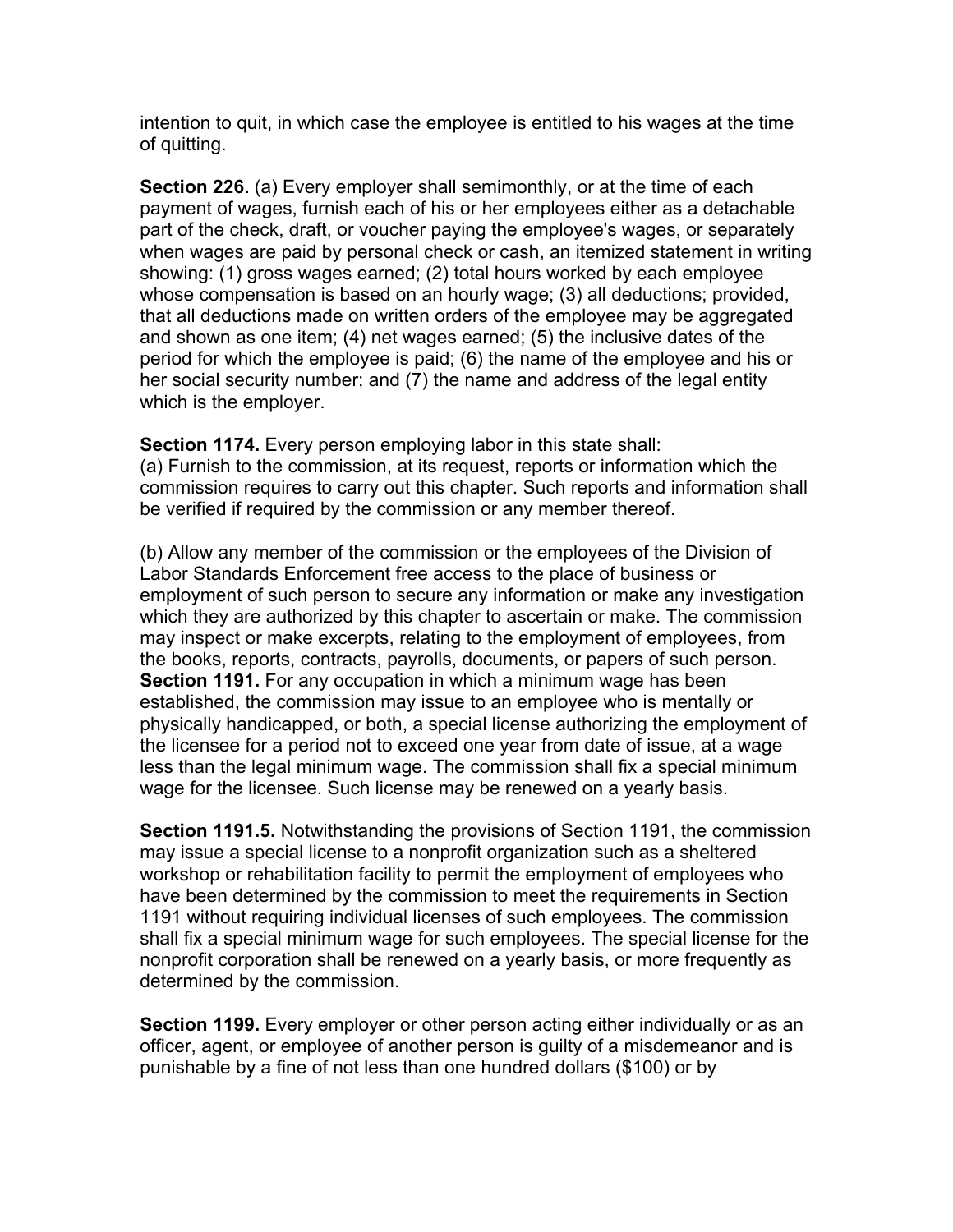intention to quit, in which case the employee is entitled to his wages at the time of quitting.

**Section 226.** (a) Every employer shall semimonthly, or at the time of each payment of wages, furnish each of his or her employees either as a detachable part of the check, draft, or voucher paying the employee's wages, or separately when wages are paid by personal check or cash, an itemized statement in writing showing: (1) gross wages earned; (2) total hours worked by each employee whose compensation is based on an hourly wage; (3) all deductions; provided, that all deductions made on written orders of the employee may be aggregated and shown as one item; (4) net wages earned; (5) the inclusive dates of the period for which the employee is paid; (6) the name of the employee and his or her social security number; and (7) the name and address of the legal entity which is the employer.

**Section 1174.** Every person employing labor in this state shall:
(a) Furnish to the commission, at its request, reports or information which the commission requires to carry out this chapter. Such reports and information shall be verified if required by the commission or any member thereof.

(b) Allow any member of the commission or the employees of the Division of Labor Standards Enforcement free access to the place of business or employment of such person to secure any information or make any investigation which they are authorized by this chapter to ascertain or make. The commission may inspect or make excerpts, relating to the employment of employees, from the books, reports, contracts, payrolls, documents, or papers of such person.

**Section 1191.** For any occupation in which a minimum wage has been established, the commission may issue to an employee who is mentally or physically handicapped, or both, a special license authorizing the employment of the licensee for a period not to exceed one year from date of issue, at a wage less than the legal minimum wage. The commission shall fix a special minimum wage for the licensee. Such license may be renewed on a yearly basis.

**Section 1191.5.** Notwithstanding the provisions of Section 1191, the commission may issue a special license to a nonprofit organization such as a sheltered workshop or rehabilitation facility to permit the employment of employees who have been determined by the commission to meet the requirements in Section 1191 without requiring individual licenses of such employees. The commission shall fix a special minimum wage for such employees. The special license for the nonprofit corporation shall be renewed on a yearly basis, or more frequently as determined by the commission.

**Section 1199.** Every employer or other person acting either individually or as an officer, agent, or employee of another person is guilty of a misdemeanor and is punishable by a fine of not less than one hundred dollars ($100) or by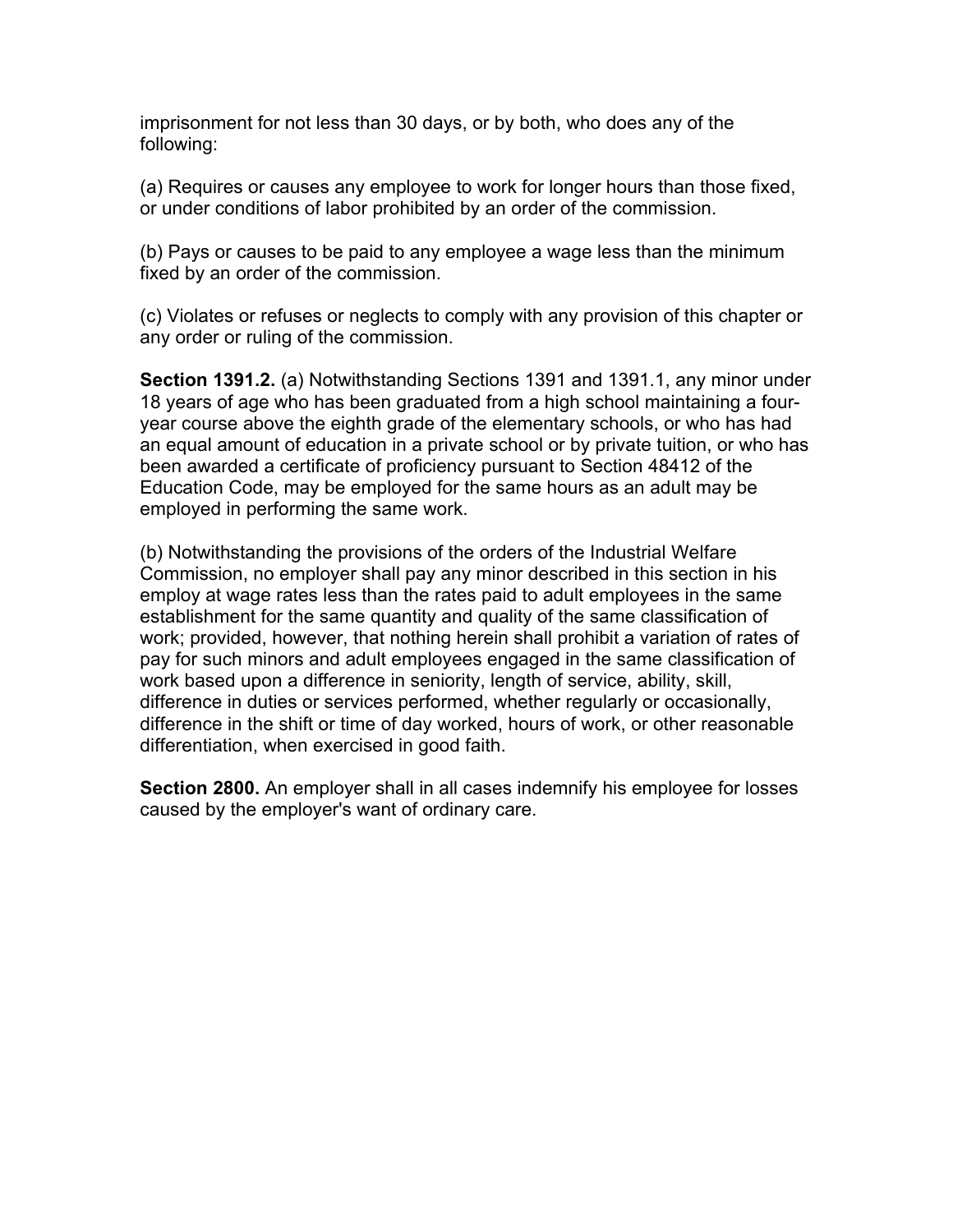imprisonment for not less than 30 days, or by both, who does any of the following:

(a) Requires or causes any employee to work for longer hours than those fixed, or under conditions of labor prohibited by an order of the commission.

(b) Pays or causes to be paid to any employee a wage less than the minimum fixed by an order of the commission.

(c) Violates or refuses or neglects to comply with any provision of this chapter or any order or ruling of the commission.

**Section 1391.2.** (a) Notwithstanding Sections 1391 and 1391.1, any minor under 18 years of age who has been graduated from a high school maintaining a four-year course above the eighth grade of the elementary schools, or who has had an equal amount of education in a private school or by private tuition, or who has been awarded a certificate of proficiency pursuant to Section 48412 of the Education Code, may be employed for the same hours as an adult may be employed in performing the same work.

(b) Notwithstanding the provisions of the orders of the Industrial Welfare Commission, no employer shall pay any minor described in this section in his employ at wage rates less than the rates paid to adult employees in the same establishment for the same quantity and quality of the same classification of work; provided, however, that nothing herein shall prohibit a variation of rates of pay for such minors and adult employees engaged in the same classification of work based upon a difference in seniority, length of service, ability, skill, difference in duties or services performed, whether regularly or occasionally, difference in the shift or time of day worked, hours of work, or other reasonable differentiation, when exercised in good faith.

**Section 2800.** An employer shall in all cases indemnify his employee for losses caused by the employer's want of ordinary care.